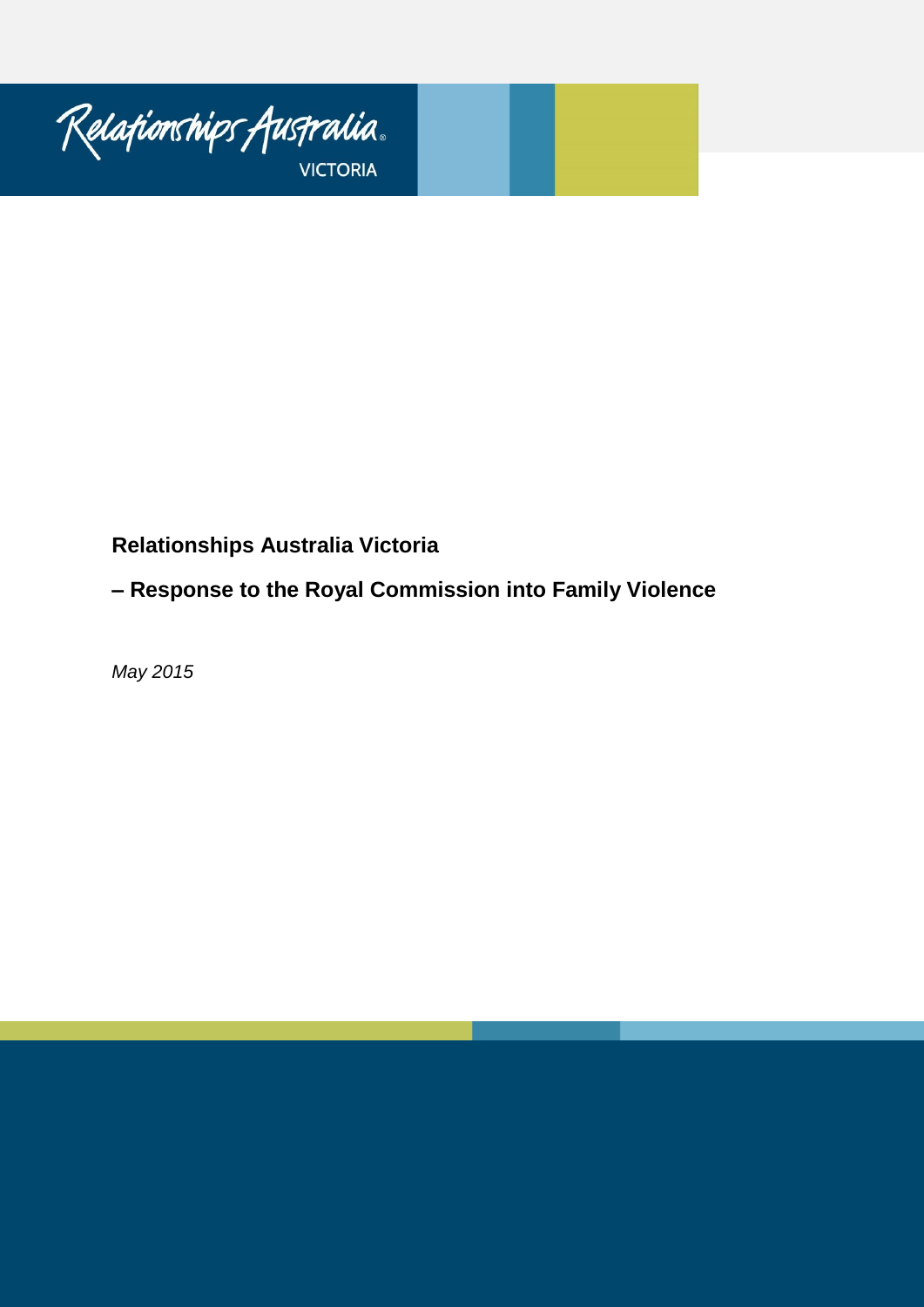Relationships Australia VICTORIA

**Relationships Australia Victoria**

**– Response to the Royal Commission into Family Violence**

*May 2015*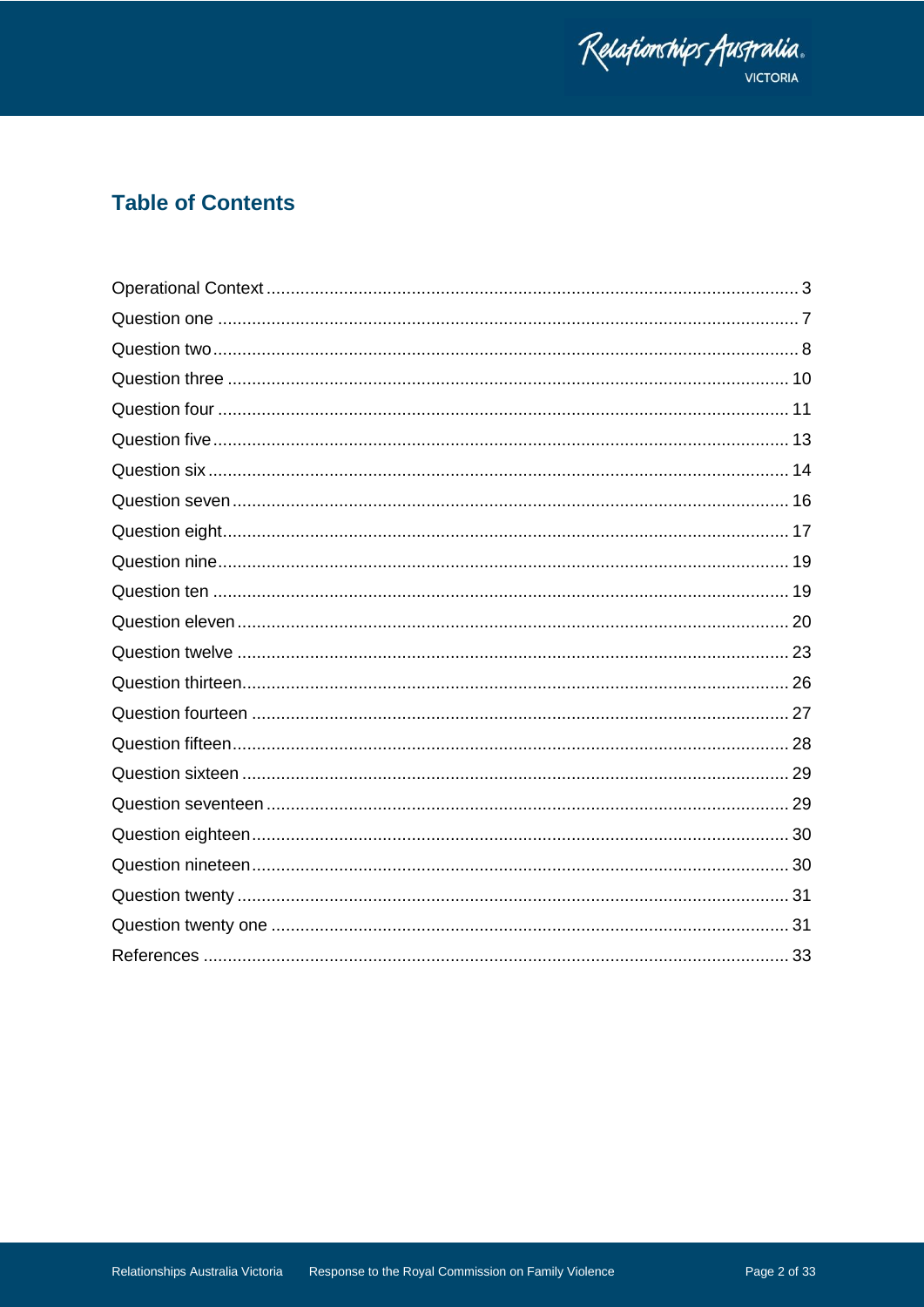## Table of Contents

Operational Context ........................................................................................................... 3
Question one ...................................................................................................................... 7
Question two ...................................................................................................................... 8
Question three .................................................................................................................. 10
Question four .................................................................................................................... 11
Question five ..................................................................................................................... 13
Question six ...................................................................................................................... 14
Question seven ................................................................................................................. 16
Question eight ................................................................................................................... 17
Question nine .................................................................................................................... 19
Question ten ...................................................................................................................... 19
Question eleven ................................................................................................................ 20
Question twelve ................................................................................................................ 23
Question thirteen ............................................................................................................... 26
Question fourteen .............................................................................................................. 27
Question fifteen ................................................................................................................. 28
Question sixteen ................................................................................................................ 29
Question seventeen ........................................................................................................... 29
Question eighteen ............................................................................................................. 30
Question nineteen ............................................................................................................. 30
Question twenty ................................................................................................................ 31
Question twenty one ......................................................................................................... 31
References ........................................................................................................................ 33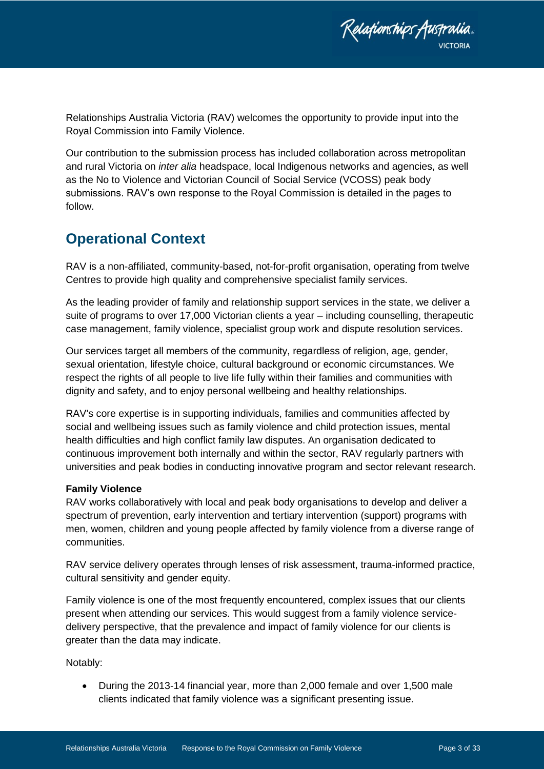Relationships Australia Victoria (RAV) welcomes the opportunity to provide input into the Royal Commission into Family Violence.

Our contribution to the submission process has included collaboration across metropolitan and rural Victoria on *inter alia* headspace, local Indigenous networks and agencies, as well as the No to Violence and Victorian Council of Social Service (VCOSS) peak body submissions. RAV's own response to the Royal Commission is detailed in the pages to follow.

## Operational Context

RAV is a non-affiliated, community-based, not-for-profit organisation, operating from twelve Centres to provide high quality and comprehensive specialist family services.

As the leading provider of family and relationship support services in the state, we deliver a suite of programs to over 17,000 Victorian clients a year – including counselling, therapeutic case management, family violence, specialist group work and dispute resolution services.

Our services target all members of the community, regardless of religion, age, gender, sexual orientation, lifestyle choice, cultural background or economic circumstances. We respect the rights of all people to live life fully within their families and communities with dignity and safety, and to enjoy personal wellbeing and healthy relationships.

RAV's core expertise is in supporting individuals, families and communities affected by social and wellbeing issues such as family violence and child protection issues, mental health difficulties and high conflict family law disputes. An organisation dedicated to continuous improvement both internally and within the sector, RAV regularly partners with universities and peak bodies in conducting innovative program and sector relevant research.

**Family Violence**

RAV works collaboratively with local and peak body organisations to develop and deliver a spectrum of prevention, early intervention and tertiary intervention (support) programs with men, women, children and young people affected by family violence from a diverse range of communities.

RAV service delivery operates through lenses of risk assessment, trauma-informed practice, cultural sensitivity and gender equity.

Family violence is one of the most frequently encountered, complex issues that our clients present when attending our services. This would suggest from a family violence service-delivery perspective, that the prevalence and impact of family violence for our clients is greater than the data may indicate.

Notably:

- During the 2013-14 financial year, more than 2,000 female and over 1,500 male clients indicated that family violence was a significant presenting issue.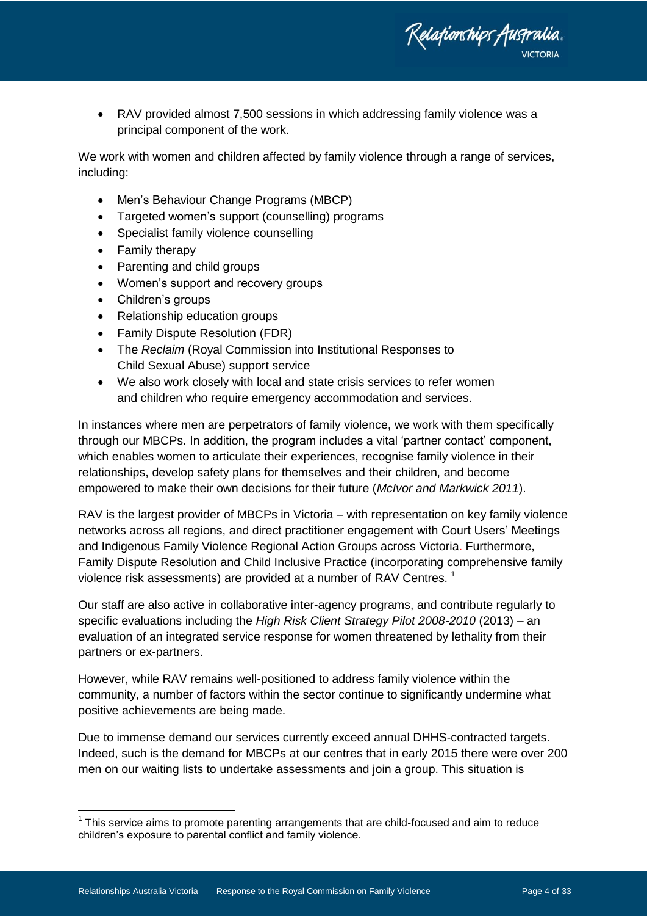- RAV provided almost 7,500 sessions in which addressing family violence was a principal component of the work.

We work with women and children affected by family violence through a range of services, including:

- Men's Behaviour Change Programs (MBCP)
- Targeted women's support (counselling) programs
- Specialist family violence counselling
- Family therapy
- Parenting and child groups
- Women's support and recovery groups
- Children's groups
- Relationship education groups
- Family Dispute Resolution (FDR)
- The *Reclaim* (Royal Commission into Institutional Responses to Child Sexual Abuse) support service
- We also work closely with local and state crisis services to refer women and children who require emergency accommodation and services.

In instances where men are perpetrators of family violence, we work with them specifically through our MBCPs. In addition, the program includes a vital 'partner contact' component, which enables women to articulate their experiences, recognise family violence in their relationships, develop safety plans for themselves and their children, and become empowered to make their own decisions for their future (*McIvor and Markwick 2011*).

RAV is the largest provider of MBCPs in Victoria – with representation on key family violence networks across all regions, and direct practitioner engagement with Court Users' Meetings and Indigenous Family Violence Regional Action Groups across Victoria. Furthermore, Family Dispute Resolution and Child Inclusive Practice (incorporating comprehensive family violence risk assessments) are provided at a number of RAV Centres. [1]

Our staff are also active in collaborative inter-agency programs, and contribute regularly to specific evaluations including the *High Risk Client Strategy Pilot 2008-2010* (2013) – an evaluation of an integrated service response for women threatened by lethality from their partners or ex-partners.

However, while RAV remains well-positioned to address family violence within the community, a number of factors within the sector continue to significantly undermine what positive achievements are being made.

Due to immense demand our services currently exceed annual DHHS-contracted targets. Indeed, such is the demand for MBCPs at our centres that in early 2015 there were over 200 men on our waiting lists to undertake assessments and join a group. This situation is

[1] This service aims to promote parenting arrangements that are child-focused and aim to reduce children's exposure to parental conflict and family violence.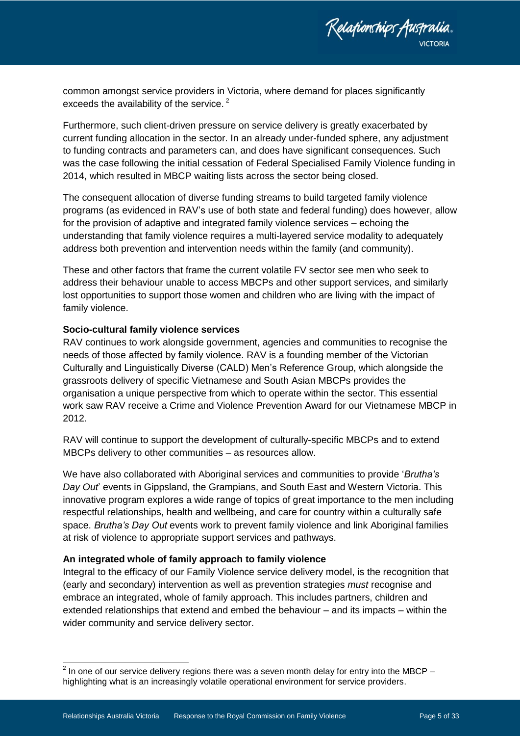common amongst service providers in Victoria, where demand for places significantly exceeds the availability of the service. [2]

Furthermore, such client-driven pressure on service delivery is greatly exacerbated by current funding allocation in the sector. In an already under-funded sphere, any adjustment to funding contracts and parameters can, and does have significant consequences. Such was the case following the initial cessation of Federal Specialised Family Violence funding in 2014, which resulted in MBCP waiting lists across the sector being closed.

The consequent allocation of diverse funding streams to build targeted family violence programs (as evidenced in RAV's use of both state and federal funding) does however, allow for the provision of adaptive and integrated family violence services – echoing the understanding that family violence requires a multi-layered service modality to adequately address both prevention and intervention needs within the family (and community).

These and other factors that frame the current volatile FV sector see men who seek to address their behaviour unable to access MBCPs and other support services, and similarly lost opportunities to support those women and children who are living with the impact of family violence.

**Socio-cultural family violence services**

RAV continues to work alongside government, agencies and communities to recognise the needs of those affected by family violence. RAV is a founding member of the Victorian Culturally and Linguistically Diverse (CALD) Men's Reference Group, which alongside the grassroots delivery of specific Vietnamese and South Asian MBCPs provides the organisation a unique perspective from which to operate within the sector. This essential work saw RAV receive a Crime and Violence Prevention Award for our Vietnamese MBCP in 2012.

RAV will continue to support the development of culturally-specific MBCPs and to extend MBCPs delivery to other communities – as resources allow.

We have also collaborated with Aboriginal services and communities to provide '*Brutha's Day Out*' events in Gippsland, the Grampians, and South East and Western Victoria. This innovative program explores a wide range of topics of great importance to the men including respectful relationships, health and wellbeing, and care for country within a culturally safe space. *Brutha's Day Out* events work to prevent family violence and link Aboriginal families at risk of violence to appropriate support services and pathways.

**An integrated whole of family approach to family violence**

Integral to the efficacy of our Family Violence service delivery model, is the recognition that (early and secondary) intervention as well as prevention strategies *must* recognise and embrace an integrated, whole of family approach. This includes partners, children and extended relationships that extend and embed the behaviour – and its impacts – within the wider community and service delivery sector.

---

[2] In one of our service delivery regions there was a seven month delay for entry into the MBCP – highlighting what is an increasingly volatile operational environment for service providers.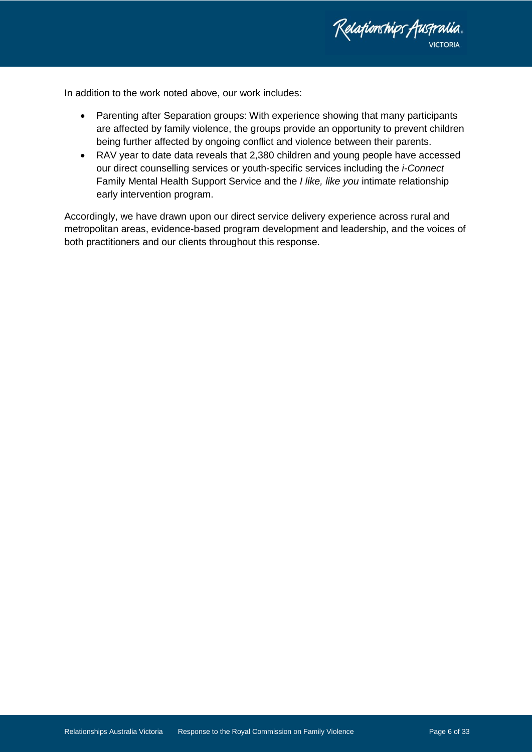In addition to the work noted above, our work includes:

- Parenting after Separation groups: With experience showing that many participants are affected by family violence, the groups provide an opportunity to prevent children being further affected by ongoing conflict and violence between their parents.
- RAV year to date data reveals that 2,380 children and young people have accessed our direct counselling services or youth-specific services including the *i-Connect* Family Mental Health Support Service and the *I like, like you* intimate relationship early intervention program.

Accordingly, we have drawn upon our direct service delivery experience across rural and metropolitan areas, evidence-based program development and leadership, and the voices of both practitioners and our clients throughout this response.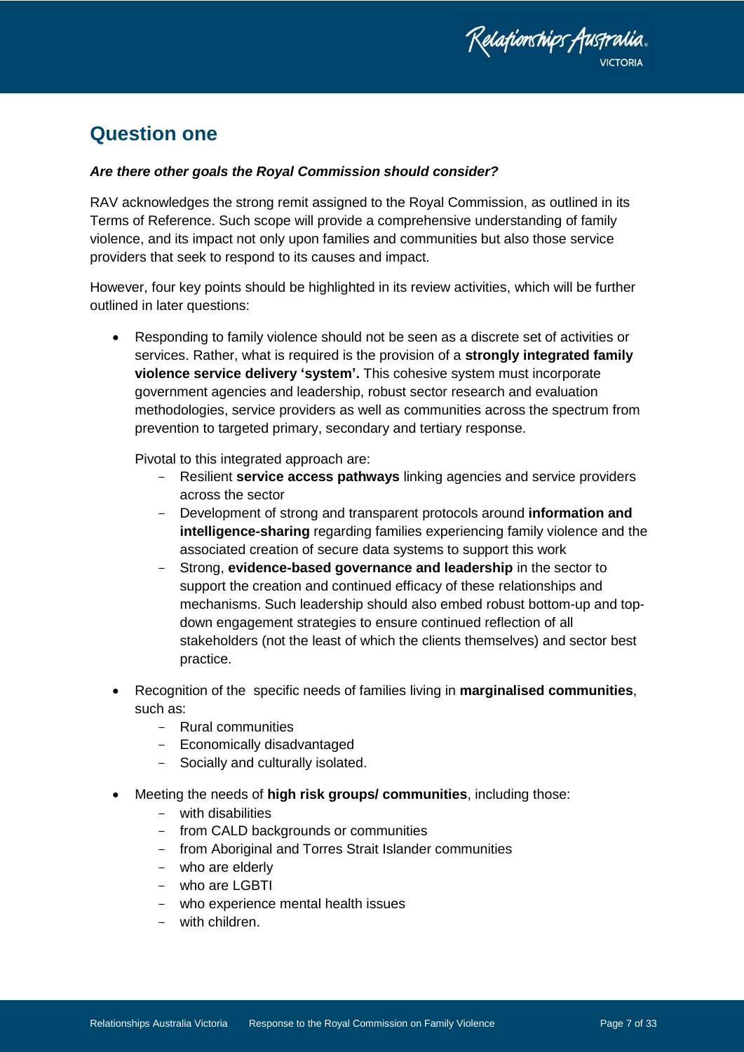## Question one

***Are there other goals the Royal Commission should consider?***

RAV acknowledges the strong remit assigned to the Royal Commission, as outlined in its Terms of Reference. Such scope will provide a comprehensive understanding of family violence, and its impact not only upon families and communities but also those service providers that seek to respond to its causes and impact.

However, four key points should be highlighted in its review activities, which will be further outlined in later questions:

- Responding to family violence should not be seen as a discrete set of activities or services. Rather, what is required is the provision of a **strongly integrated family violence service delivery 'system'.** This cohesive system must incorporate government agencies and leadership, robust sector research and evaluation methodologies, service providers as well as communities across the spectrum from prevention to targeted primary, secondary and tertiary response.

  Pivotal to this integrated approach are:
  - Resilient **service access pathways** linking agencies and service providers across the sector
  - Development of strong and transparent protocols around **information and intelligence-sharing** regarding families experiencing family violence and the associated creation of secure data systems to support this work
  - Strong, **evidence-based governance and leadership** in the sector to support the creation and continued efficacy of these relationships and mechanisms. Such leadership should also embed robust bottom-up and top-down engagement strategies to ensure continued reflection of all stakeholders (not the least of which the clients themselves) and sector best practice.

- Recognition of the specific needs of families living in **marginalised communities**, such as:
  - Rural communities
  - Economically disadvantaged
  - Socially and culturally isolated.

- Meeting the needs of **high risk groups/ communities**, including those:
  - with disabilities
  - from CALD backgrounds or communities
  - from Aboriginal and Torres Strait Islander communities
  - who are elderly
  - who are LGBTI
  - who experience mental health issues
  - with children.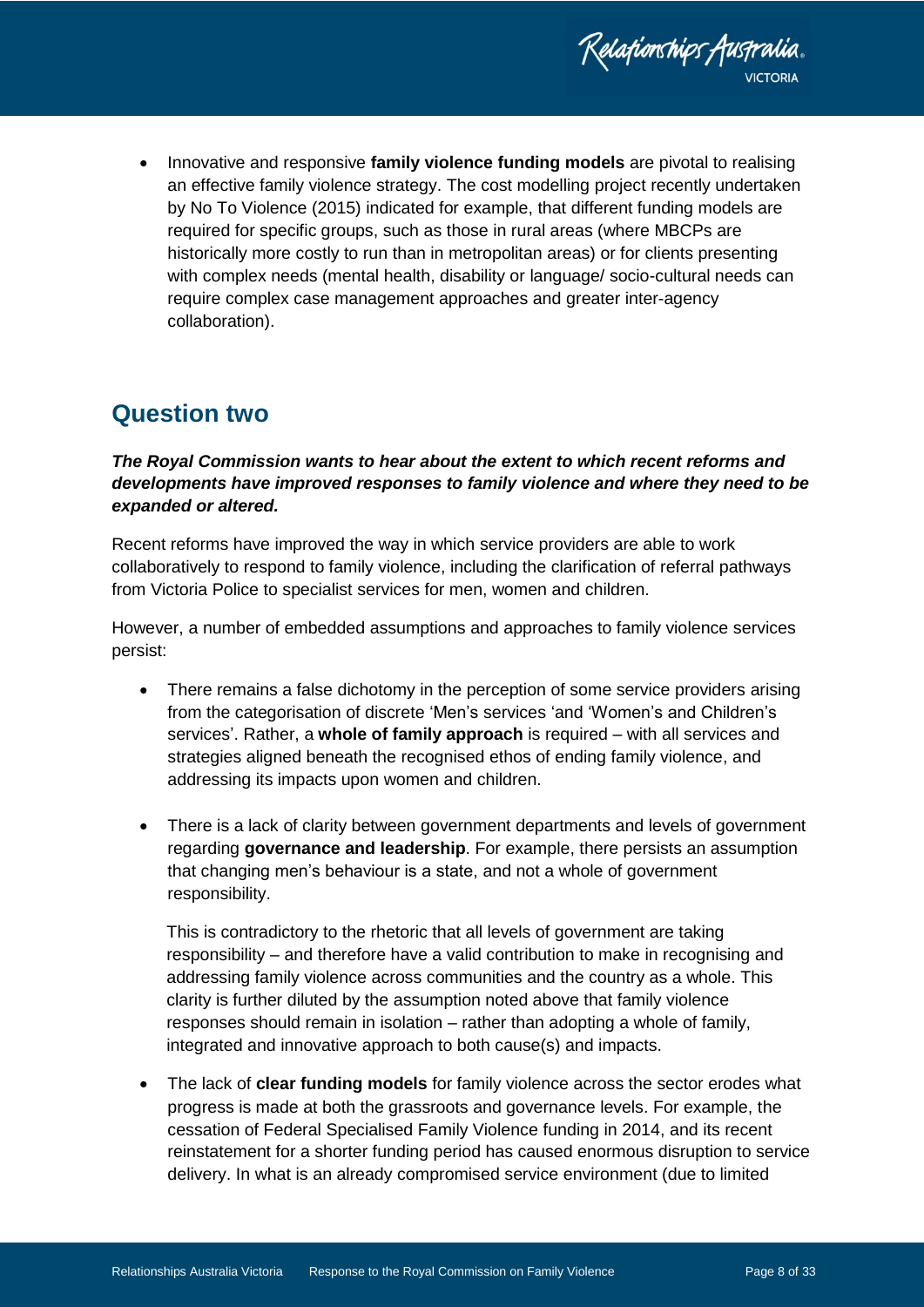- Innovative and responsive **family violence funding models** are pivotal to realising an effective family violence strategy. The cost modelling project recently undertaken by No To Violence (2015) indicated for example, that different funding models are required for specific groups, such as those in rural areas (where MBCPs are historically more costly to run than in metropolitan areas) or for clients presenting with complex needs (mental health, disability or language/ socio-cultural needs can require complex case management approaches and greater inter-agency collaboration).

## Question two

***The Royal Commission wants to hear about the extent to which recent reforms and developments have improved responses to family violence and where they need to be expanded or altered.***

Recent reforms have improved the way in which service providers are able to work collaboratively to respond to family violence, including the clarification of referral pathways from Victoria Police to specialist services for men, women and children.

However, a number of embedded assumptions and approaches to family violence services persist:

- There remains a false dichotomy in the perception of some service providers arising from the categorisation of discrete 'Men's services 'and 'Women's and Children's services'. Rather, a **whole of family approach** is required – with all services and strategies aligned beneath the recognised ethos of ending family violence, and addressing its impacts upon women and children.

- There is a lack of clarity between government departments and levels of government regarding **governance and leadership**. For example, there persists an assumption that changing men's behaviour is a state, and not a whole of government responsibility.

  This is contradictory to the rhetoric that all levels of government are taking responsibility – and therefore have a valid contribution to make in recognising and addressing family violence across communities and the country as a whole. This clarity is further diluted by the assumption noted above that family violence responses should remain in isolation – rather than adopting a whole of family, integrated and innovative approach to both cause(s) and impacts.

- The lack of **clear funding models** for family violence across the sector erodes what progress is made at both the grassroots and governance levels. For example, the cessation of Federal Specialised Family Violence funding in 2014, and its recent reinstatement for a shorter funding period has caused enormous disruption to service delivery. In what is an already compromised service environment (due to limited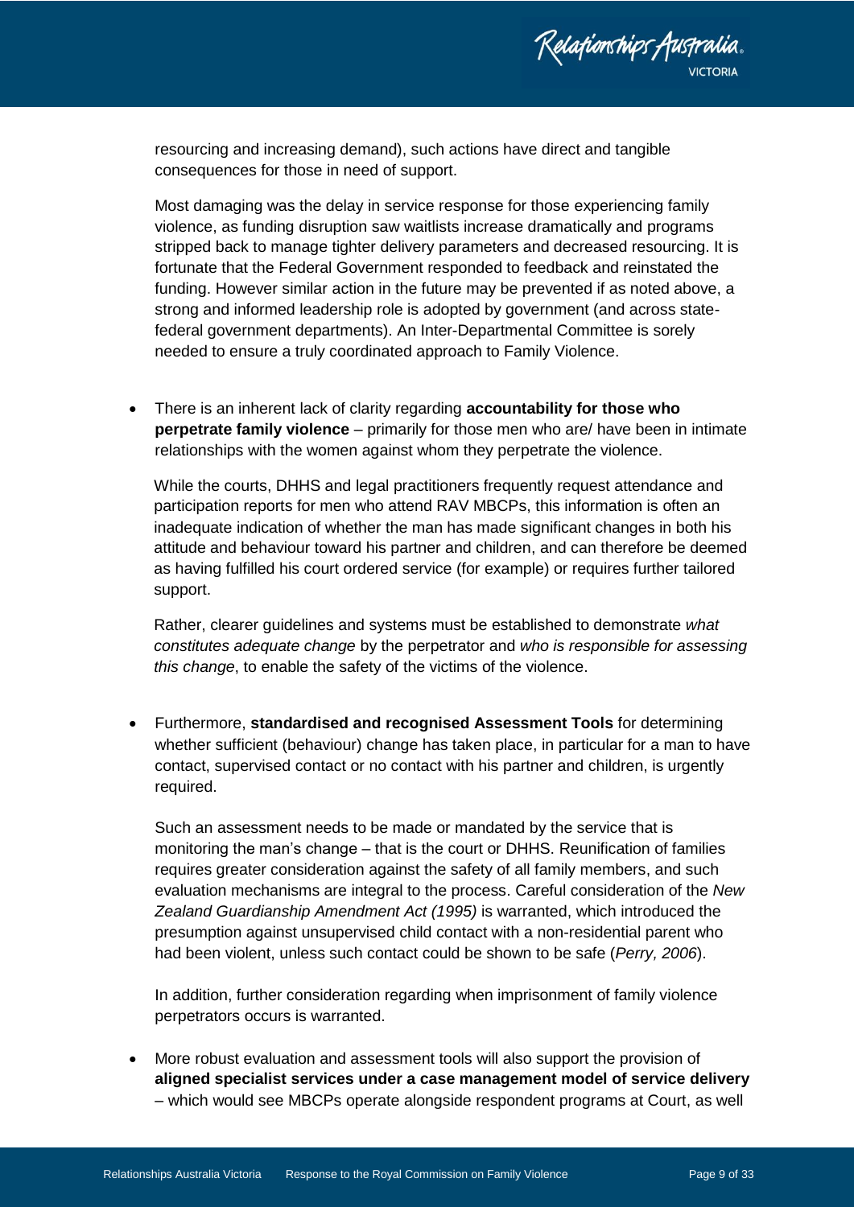resourcing and increasing demand), such actions have direct and tangible consequences for those in need of support.

Most damaging was the delay in service response for those experiencing family violence, as funding disruption saw waitlists increase dramatically and programs stripped back to manage tighter delivery parameters and decreased resourcing. It is fortunate that the Federal Government responded to feedback and reinstated the funding. However similar action in the future may be prevented if as noted above, a strong and informed leadership role is adopted by government (and across state-federal government departments). An Inter-Departmental Committee is sorely needed to ensure a truly coordinated approach to Family Violence.

- There is an inherent lack of clarity regarding **accountability for those who perpetrate family violence** – primarily for those men who are/ have been in intimate relationships with the women against whom they perpetrate the violence.

  While the courts, DHHS and legal practitioners frequently request attendance and participation reports for men who attend RAV MBCPs, this information is often an inadequate indication of whether the man has made significant changes in both his attitude and behaviour toward his partner and children, and can therefore be deemed as having fulfilled his court ordered service (for example) or requires further tailored support.

  Rather, clearer guidelines and systems must be established to demonstrate *what constitutes adequate change* by the perpetrator and *who is responsible for assessing this change*, to enable the safety of the victims of the violence.

- Furthermore, **standardised and recognised Assessment Tools** for determining whether sufficient (behaviour) change has taken place, in particular for a man to have contact, supervised contact or no contact with his partner and children, is urgently required.

  Such an assessment needs to be made or mandated by the service that is monitoring the man's change – that is the court or DHHS. Reunification of families requires greater consideration against the safety of all family members, and such evaluation mechanisms are integral to the process. Careful consideration of the *New Zealand Guardianship Amendment Act (1995)* is warranted, which introduced the presumption against unsupervised child contact with a non-residential parent who had been violent, unless such contact could be shown to be safe (*Perry, 2006*).

  In addition, further consideration regarding when imprisonment of family violence perpetrators occurs is warranted.

- More robust evaluation and assessment tools will also support the provision of **aligned specialist services under a case management model of service delivery** – which would see MBCPs operate alongside respondent programs at Court, as well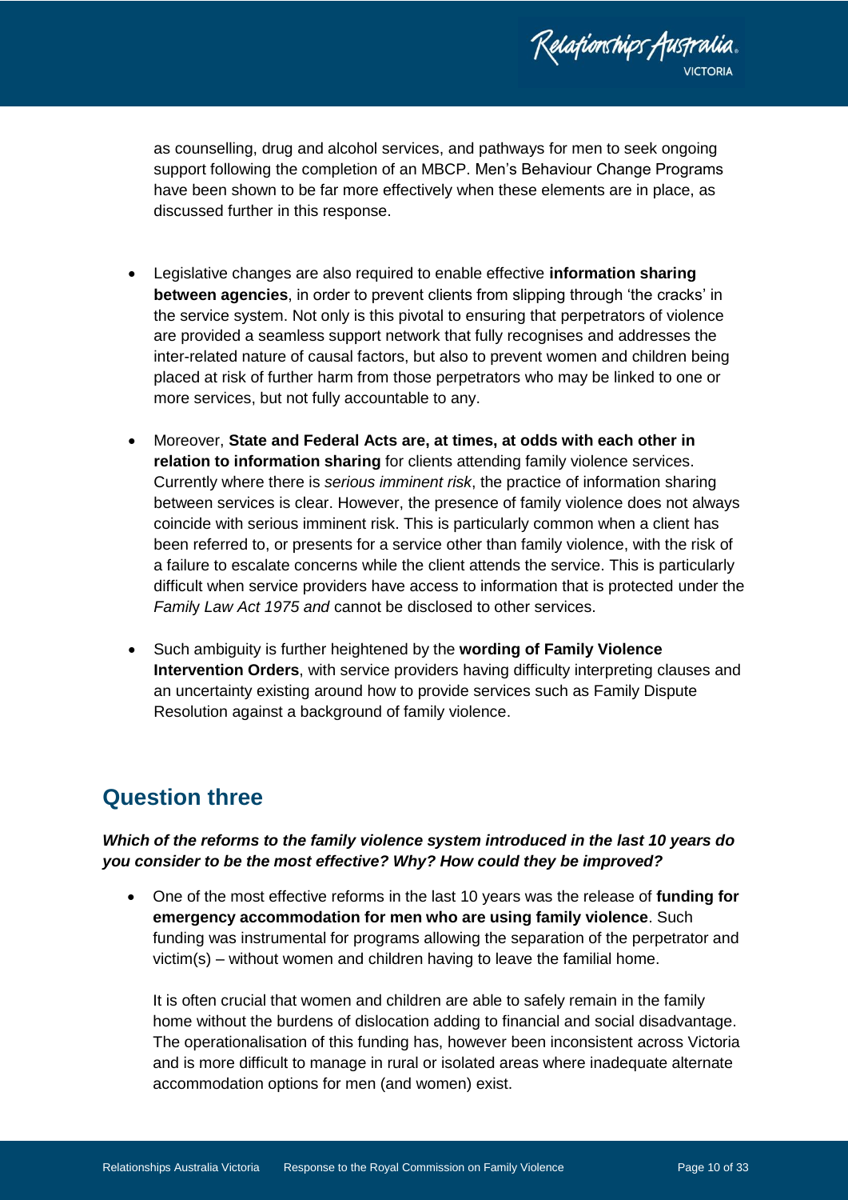as counselling, drug and alcohol services, and pathways for men to seek ongoing support following the completion of an MBCP. Men's Behaviour Change Programs have been shown to be far more effectively when these elements are in place, as discussed further in this response.

- Legislative changes are also required to enable effective **information sharing between agencies**, in order to prevent clients from slipping through 'the cracks' in the service system. Not only is this pivotal to ensuring that perpetrators of violence are provided a seamless support network that fully recognises and addresses the inter-related nature of causal factors, but also to prevent women and children being placed at risk of further harm from those perpetrators who may be linked to one or more services, but not fully accountable to any.

- Moreover, **State and Federal Acts are, at times, at odds with each other in relation to information sharing** for clients attending family violence services. Currently where there is *serious imminent risk*, the practice of information sharing between services is clear. However, the presence of family violence does not always coincide with serious imminent risk. This is particularly common when a client has been referred to, or presents for a service other than family violence, with the risk of a failure to escalate concerns while the client attends the service. This is particularly difficult when service providers have access to information that is protected under the *Family Law Act 1975 and* cannot be disclosed to other services.

- Such ambiguity is further heightened by the **wording of Family Violence Intervention Orders**, with service providers having difficulty interpreting clauses and an uncertainty existing around how to provide services such as Family Dispute Resolution against a background of family violence.

## Question three

***Which of the reforms to the family violence system introduced in the last 10 years do you consider to be the most effective? Why? How could they be improved?***

- One of the most effective reforms in the last 10 years was the release of **funding for emergency accommodation for men who are using family violence**. Such funding was instrumental for programs allowing the separation of the perpetrator and victim(s) – without women and children having to leave the familial home.

  It is often crucial that women and children are able to safely remain in the family home without the burdens of dislocation adding to financial and social disadvantage. The operationalisation of this funding has, however been inconsistent across Victoria and is more difficult to manage in rural or isolated areas where inadequate alternate accommodation options for men (and women) exist.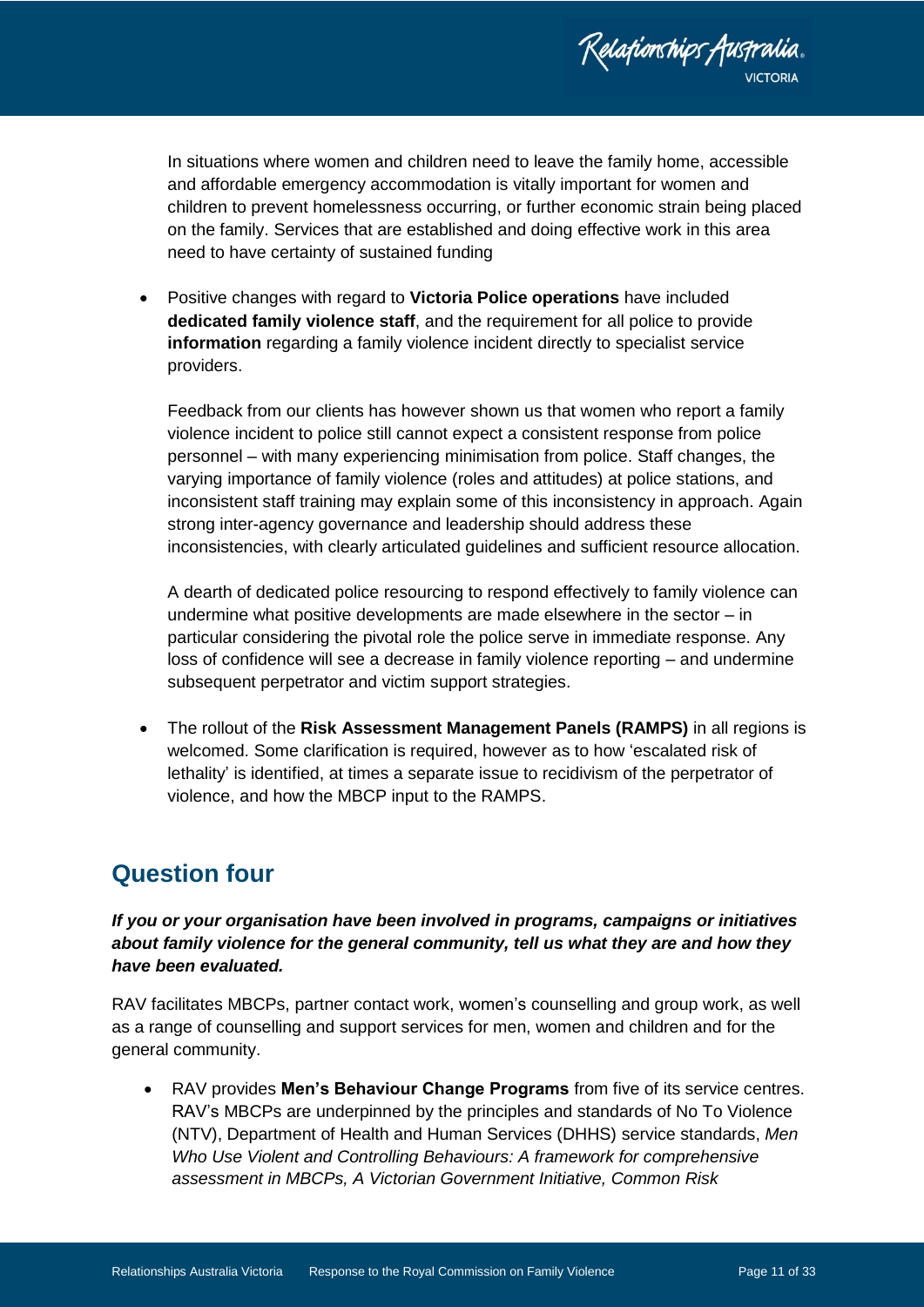In situations where women and children need to leave the family home, accessible and affordable emergency accommodation is vitally important for women and children to prevent homelessness occurring, or further economic strain being placed on the family. Services that are established and doing effective work in this area need to have certainty of sustained funding

- Positive changes with regard to **Victoria Police operations** have included **dedicated family violence staff**, and the requirement for all police to provide **information** regarding a family violence incident directly to specialist service providers.

  Feedback from our clients has however shown us that women who report a family violence incident to police still cannot expect a consistent response from police personnel – with many experiencing minimisation from police. Staff changes, the varying importance of family violence (roles and attitudes) at police stations, and inconsistent staff training may explain some of this inconsistency in approach. Again strong inter-agency governance and leadership should address these inconsistencies, with clearly articulated guidelines and sufficient resource allocation.

  A dearth of dedicated police resourcing to respond effectively to family violence can undermine what positive developments are made elsewhere in the sector – in particular considering the pivotal role the police serve in immediate response. Any loss of confidence will see a decrease in family violence reporting – and undermine subsequent perpetrator and victim support strategies.

- The rollout of the **Risk Assessment Management Panels (RAMPS)** in all regions is welcomed. Some clarification is required, however as to how 'escalated risk of lethality' is identified, at times a separate issue to recidivism of the perpetrator of violence, and how the MBCP input to the RAMPS.

## Question four

***If you or your organisation have been involved in programs, campaigns or initiatives about family violence for the general community, tell us what they are and how they have been evaluated.***

RAV facilitates MBCPs, partner contact work, women's counselling and group work, as well as a range of counselling and support services for men, women and children and for the general community.

- RAV provides **Men's Behaviour Change Programs** from five of its service centres. RAV's MBCPs are underpinned by the principles and standards of No To Violence (NTV), Department of Health and Human Services (DHHS) service standards, *Men Who Use Violent and Controlling Behaviours: A framework for comprehensive assessment in MBCPs, A Victorian Government Initiative, Common Risk*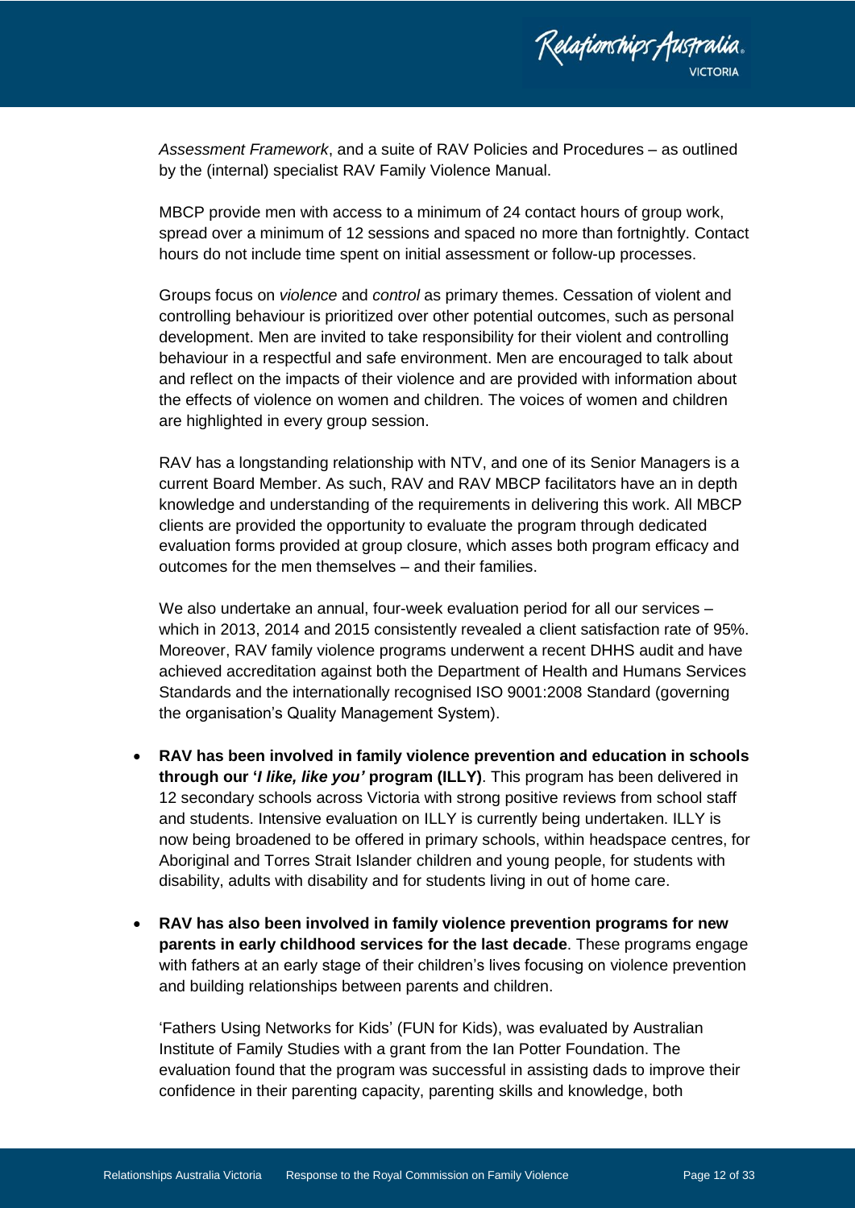*Assessment Framework*, and a suite of RAV Policies and Procedures – as outlined by the (internal) specialist RAV Family Violence Manual.

MBCP provide men with access to a minimum of 24 contact hours of group work, spread over a minimum of 12 sessions and spaced no more than fortnightly. Contact hours do not include time spent on initial assessment or follow-up processes.

Groups focus on *violence* and *control* as primary themes. Cessation of violent and controlling behaviour is prioritized over other potential outcomes, such as personal development. Men are invited to take responsibility for their violent and controlling behaviour in a respectful and safe environment. Men are encouraged to talk about and reflect on the impacts of their violence and are provided with information about the effects of violence on women and children. The voices of women and children are highlighted in every group session.

RAV has a longstanding relationship with NTV, and one of its Senior Managers is a current Board Member. As such, RAV and RAV MBCP facilitators have an in depth knowledge and understanding of the requirements in delivering this work. All MBCP clients are provided the opportunity to evaluate the program through dedicated evaluation forms provided at group closure, which asses both program efficacy and outcomes for the men themselves – and their families.

We also undertake an annual, four-week evaluation period for all our services – which in 2013, 2014 and 2015 consistently revealed a client satisfaction rate of 95%. Moreover, RAV family violence programs underwent a recent DHHS audit and have achieved accreditation against both the Department of Health and Humans Services Standards and the internationally recognised ISO 9001:2008 Standard (governing the organisation's Quality Management System).

- **RAV has been involved in family violence prevention and education in schools through our '*I like, like you'* program (ILLY)**. This program has been delivered in 12 secondary schools across Victoria with strong positive reviews from school staff and students. Intensive evaluation on ILLY is currently being undertaken. ILLY is now being broadened to be offered in primary schools, within headspace centres, for Aboriginal and Torres Strait Islander children and young people, for students with disability, adults with disability and for students living in out of home care.

- **RAV has also been involved in family violence prevention programs for new parents in early childhood services for the last decade**. These programs engage with fathers at an early stage of their children's lives focusing on violence prevention and building relationships between parents and children.

  'Fathers Using Networks for Kids' (FUN for Kids), was evaluated by Australian Institute of Family Studies with a grant from the Ian Potter Foundation. The evaluation found that the program was successful in assisting dads to improve their confidence in their parenting capacity, parenting skills and knowledge, both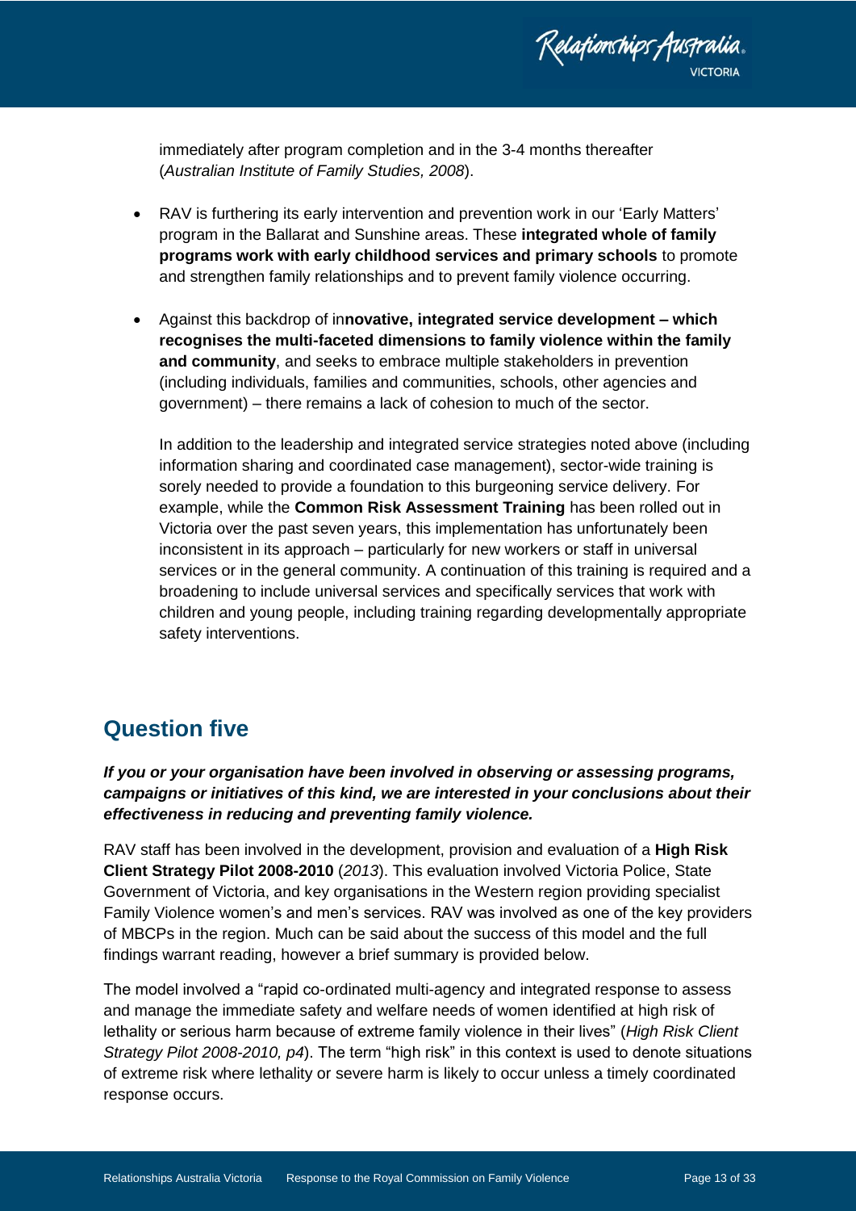immediately after program completion and in the 3-4 months thereafter (*Australian Institute of Family Studies, 2008*).

- RAV is furthering its early intervention and prevention work in our 'Early Matters' program in the Ballarat and Sunshine areas. These **integrated whole of family programs work with early childhood services and primary schools** to promote and strengthen family relationships and to prevent family violence occurring.

- Against this backdrop of in**novative, integrated service development – which recognises the multi-faceted dimensions to family violence within the family and community**, and seeks to embrace multiple stakeholders in prevention (including individuals, families and communities, schools, other agencies and government) – there remains a lack of cohesion to much of the sector.

  In addition to the leadership and integrated service strategies noted above (including information sharing and coordinated case management), sector-wide training is sorely needed to provide a foundation to this burgeoning service delivery. For example, while the **Common Risk Assessment Training** has been rolled out in Victoria over the past seven years, this implementation has unfortunately been inconsistent in its approach – particularly for new workers or staff in universal services or in the general community. A continuation of this training is required and a broadening to include universal services and specifically services that work with children and young people, including training regarding developmentally appropriate safety interventions.

## Question five

***If you or your organisation have been involved in observing or assessing programs, campaigns or initiatives of this kind, we are interested in your conclusions about their effectiveness in reducing and preventing family violence.***

RAV staff has been involved in the development, provision and evaluation of a **High Risk Client Strategy Pilot 2008-2010** (*2013*). This evaluation involved Victoria Police, State Government of Victoria, and key organisations in the Western region providing specialist Family Violence women's and men's services. RAV was involved as one of the key providers of MBCPs in the region. Much can be said about the success of this model and the full findings warrant reading, however a brief summary is provided below.

The model involved a "rapid co-ordinated multi-agency and integrated response to assess and manage the immediate safety and welfare needs of women identified at high risk of lethality or serious harm because of extreme family violence in their lives" (*High Risk Client Strategy Pilot 2008-2010, p4*). The term "high risk" in this context is used to denote situations of extreme risk where lethality or severe harm is likely to occur unless a timely coordinated response occurs.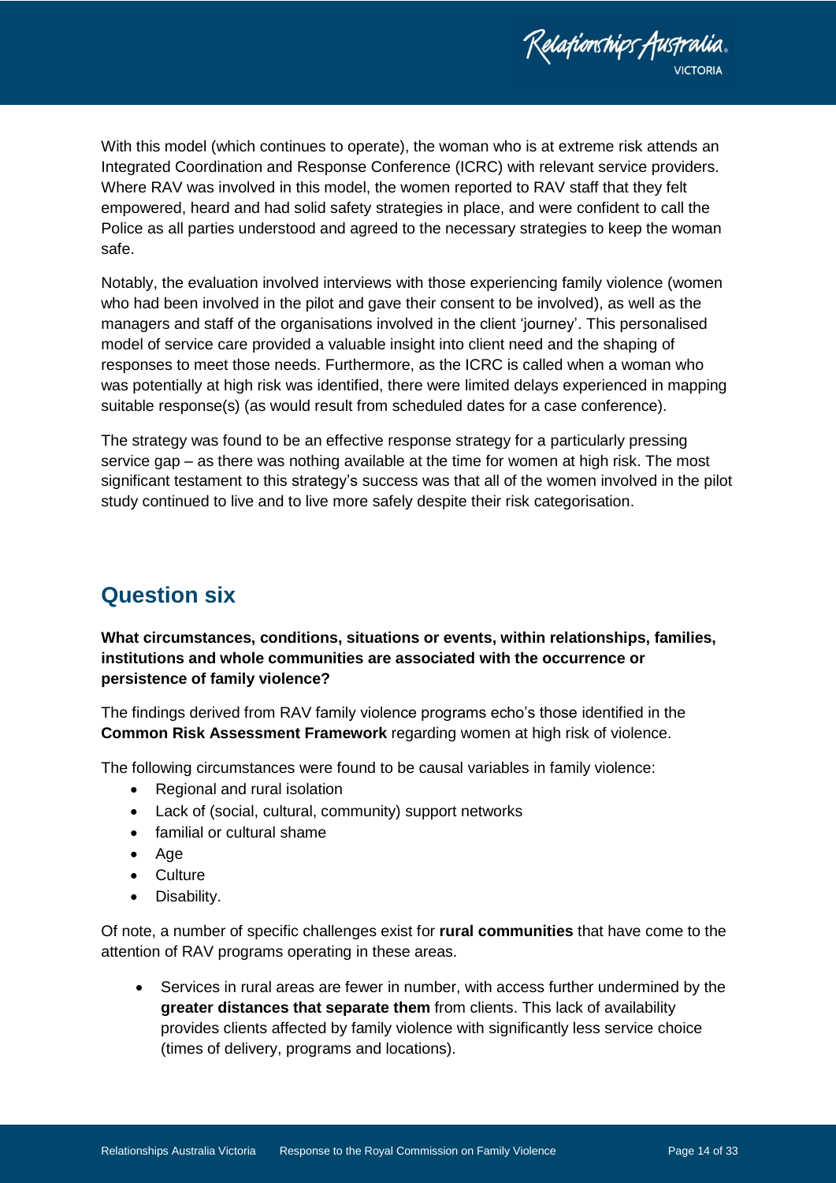With this model (which continues to operate), the woman who is at extreme risk attends an Integrated Coordination and Response Conference (ICRC) with relevant service providers. Where RAV was involved in this model, the women reported to RAV staff that they felt empowered, heard and had solid safety strategies in place, and were confident to call the Police as all parties understood and agreed to the necessary strategies to keep the woman safe.

Notably, the evaluation involved interviews with those experiencing family violence (women who had been involved in the pilot and gave their consent to be involved), as well as the managers and staff of the organisations involved in the client 'journey'. This personalised model of service care provided a valuable insight into client need and the shaping of responses to meet those needs. Furthermore, as the ICRC is called when a woman who was potentially at high risk was identified, there were limited delays experienced in mapping suitable response(s) (as would result from scheduled dates for a case conference).

The strategy was found to be an effective response strategy for a particularly pressing service gap – as there was nothing available at the time for women at high risk. The most significant testament to this strategy's success was that all of the women involved in the pilot study continued to live and to live more safely despite their risk categorisation.

## Question six

**What circumstances, conditions, situations or events, within relationships, families, institutions and whole communities are associated with the occurrence or persistence of family violence?**

The findings derived from RAV family violence programs echo's those identified in the **Common Risk Assessment Framework** regarding women at high risk of violence.

The following circumstances were found to be causal variables in family violence:

- Regional and rural isolation
- Lack of (social, cultural, community) support networks
- familial or cultural shame
- Age
- Culture
- Disability.

Of note, a number of specific challenges exist for **rural communities** that have come to the attention of RAV programs operating in these areas.

- Services in rural areas are fewer in number, with access further undermined by the **greater distances that separate them** from clients. This lack of availability provides clients affected by family violence with significantly less service choice (times of delivery, programs and locations).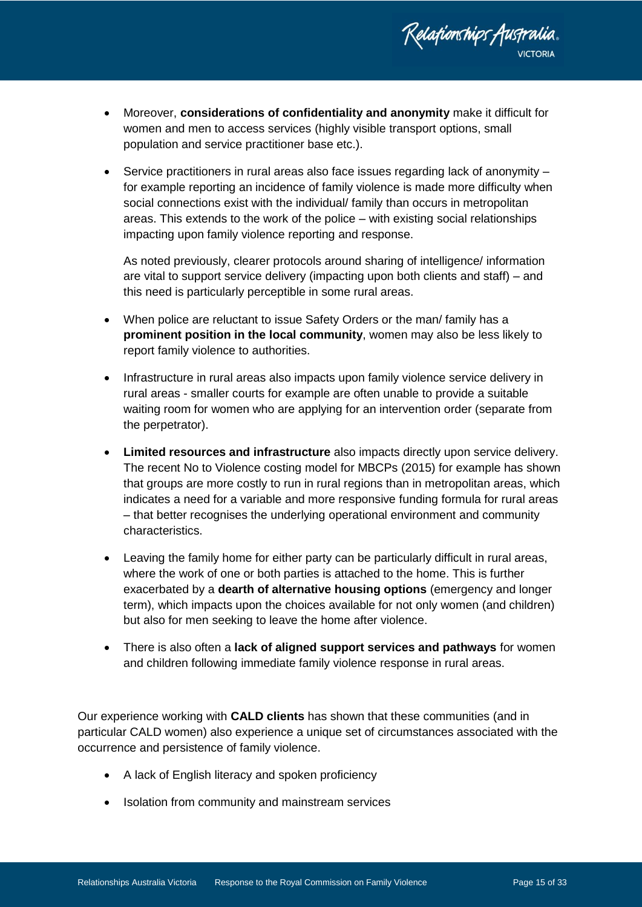- Moreover, **considerations of confidentiality and anonymity** make it difficult for women and men to access services (highly visible transport options, small population and service practitioner base etc.).

- Service practitioners in rural areas also face issues regarding lack of anonymity – for example reporting an incidence of family violence is made more difficulty when social connections exist with the individual/ family than occurs in metropolitan areas. This extends to the work of the police – with existing social relationships impacting upon family violence reporting and response.

  As noted previously, clearer protocols around sharing of intelligence/ information are vital to support service delivery (impacting upon both clients and staff) – and this need is particularly perceptible in some rural areas.

- When police are reluctant to issue Safety Orders or the man/ family has a **prominent position in the local community**, women may also be less likely to report family violence to authorities.

- Infrastructure in rural areas also impacts upon family violence service delivery in rural areas - smaller courts for example are often unable to provide a suitable waiting room for women who are applying for an intervention order (separate from the perpetrator).

- **Limited resources and infrastructure** also impacts directly upon service delivery. The recent No to Violence costing model for MBCPs (2015) for example has shown that groups are more costly to run in rural regions than in metropolitan areas, which indicates a need for a variable and more responsive funding formula for rural areas – that better recognises the underlying operational environment and community characteristics.

- Leaving the family home for either party can be particularly difficult in rural areas, where the work of one or both parties is attached to the home. This is further exacerbated by a **dearth of alternative housing options** (emergency and longer term), which impacts upon the choices available for not only women (and children) but also for men seeking to leave the home after violence.

- There is also often a **lack of aligned support services and pathways** for women and children following immediate family violence response in rural areas.

Our experience working with **CALD clients** has shown that these communities (and in particular CALD women) also experience a unique set of circumstances associated with the occurrence and persistence of family violence.

- A lack of English literacy and spoken proficiency

- Isolation from community and mainstream services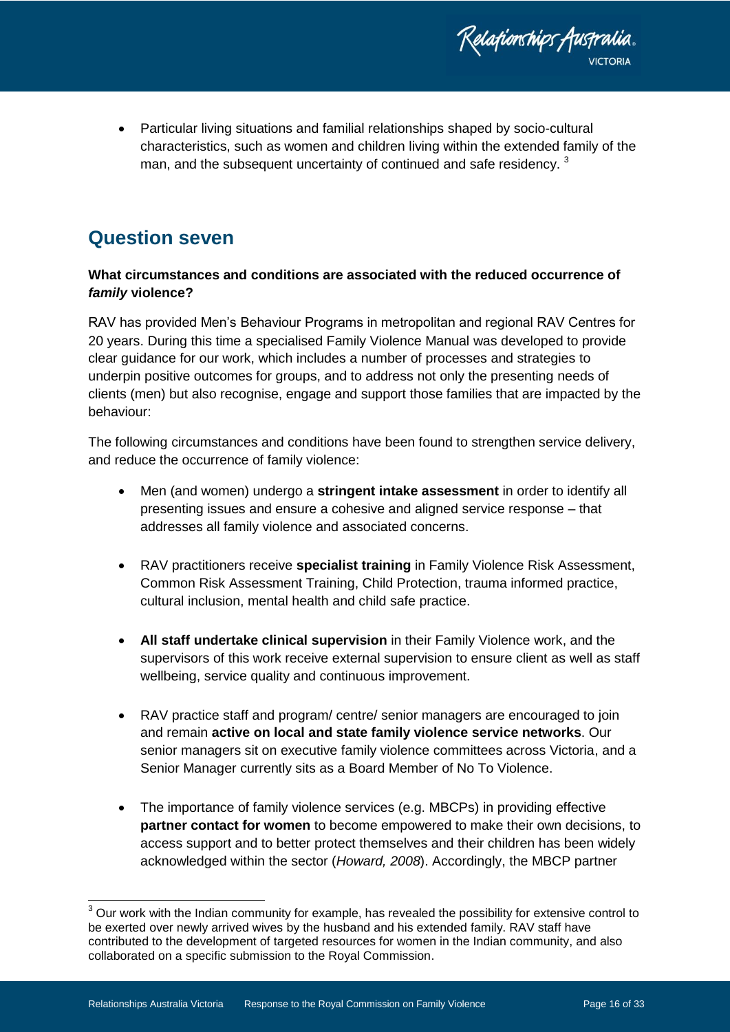- Particular living situations and familial relationships shaped by socio-cultural characteristics, such as women and children living within the extended family of the man, and the subsequent uncertainty of continued and safe residency. [3]

## Question seven

**What circumstances and conditions are associated with the reduced occurrence of *family* violence?**

RAV has provided Men's Behaviour Programs in metropolitan and regional RAV Centres for 20 years. During this time a specialised Family Violence Manual was developed to provide clear guidance for our work, which includes a number of processes and strategies to underpin positive outcomes for groups, and to address not only the presenting needs of clients (men) but also recognise, engage and support those families that are impacted by the behaviour:

The following circumstances and conditions have been found to strengthen service delivery, and reduce the occurrence of family violence:

- Men (and women) undergo a **stringent intake assessment** in order to identify all presenting issues and ensure a cohesive and aligned service response – that addresses all family violence and associated concerns.
- RAV practitioners receive **specialist training** in Family Violence Risk Assessment, Common Risk Assessment Training, Child Protection, trauma informed practice, cultural inclusion, mental health and child safe practice.
- **All staff undertake clinical supervision** in their Family Violence work, and the supervisors of this work receive external supervision to ensure client as well as staff wellbeing, service quality and continuous improvement.
- RAV practice staff and program/ centre/ senior managers are encouraged to join and remain **active on local and state family violence service networks**. Our senior managers sit on executive family violence committees across Victoria, and a Senior Manager currently sits as a Board Member of No To Violence.
- The importance of family violence services (e.g. MBCPs) in providing effective **partner contact for women** to become empowered to make their own decisions, to access support and to better protect themselves and their children has been widely acknowledged within the sector (*Howard, 2008*). Accordingly, the MBCP partner

[3] Our work with the Indian community for example, has revealed the possibility for extensive control to be exerted over newly arrived wives by the husband and his extended family. RAV staff have contributed to the development of targeted resources for women in the Indian community, and also collaborated on a specific submission to the Royal Commission.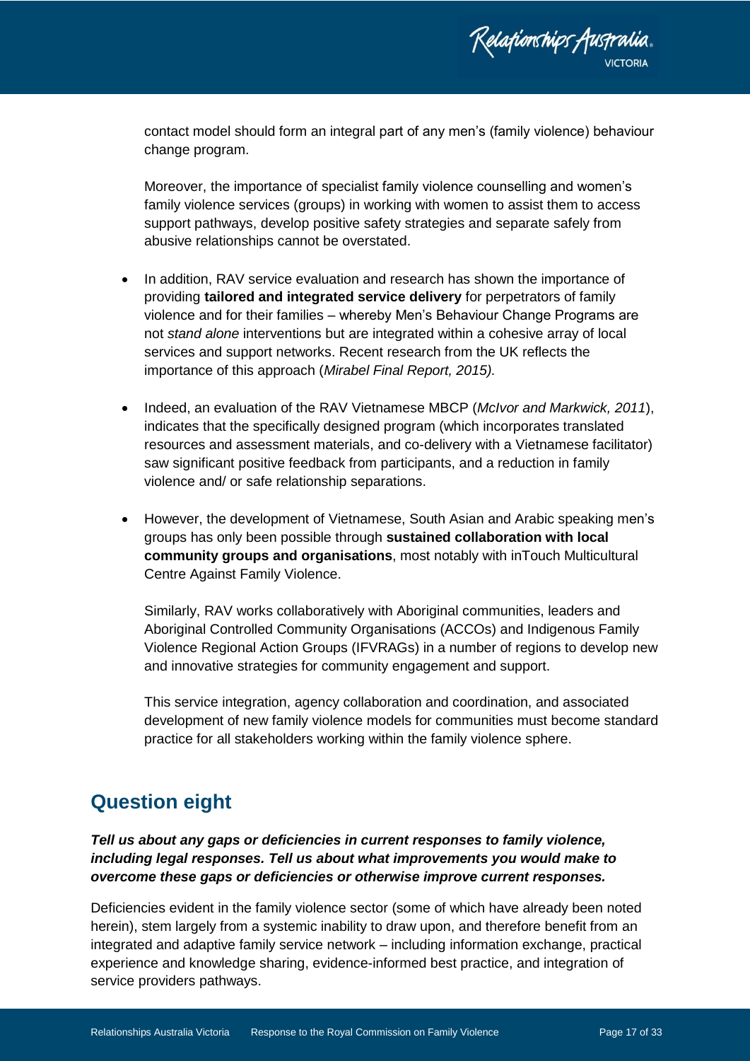contact model should form an integral part of any men's (family violence) behaviour change program.

Moreover, the importance of specialist family violence counselling and women's family violence services (groups) in working with women to assist them to access support pathways, develop positive safety strategies and separate safely from abusive relationships cannot be overstated.

- In addition, RAV service evaluation and research has shown the importance of providing **tailored and integrated service delivery** for perpetrators of family violence and for their families – whereby Men's Behaviour Change Programs are not *stand alone* interventions but are integrated within a cohesive array of local services and support networks. Recent research from the UK reflects the importance of this approach (*Mirabel Final Report, 2015).*

- Indeed, an evaluation of the RAV Vietnamese MBCP (*McIvor and Markwick, 2011*), indicates that the specifically designed program (which incorporates translated resources and assessment materials, and co-delivery with a Vietnamese facilitator) saw significant positive feedback from participants, and a reduction in family violence and/ or safe relationship separations.

- However, the development of Vietnamese, South Asian and Arabic speaking men's groups has only been possible through **sustained collaboration with local community groups and organisations**, most notably with inTouch Multicultural Centre Against Family Violence.

  Similarly, RAV works collaboratively with Aboriginal communities, leaders and Aboriginal Controlled Community Organisations (ACCOs) and Indigenous Family Violence Regional Action Groups (IFVRAGs) in a number of regions to develop new and innovative strategies for community engagement and support.

  This service integration, agency collaboration and coordination, and associated development of new family violence models for communities must become standard practice for all stakeholders working within the family violence sphere.

## Question eight

***Tell us about any gaps or deficiencies in current responses to family violence, including legal responses. Tell us about what improvements you would make to overcome these gaps or deficiencies or otherwise improve current responses.***

Deficiencies evident in the family violence sector (some of which have already been noted herein), stem largely from a systemic inability to draw upon, and therefore benefit from an integrated and adaptive family service network – including information exchange, practical experience and knowledge sharing, evidence-informed best practice, and integration of service providers pathways.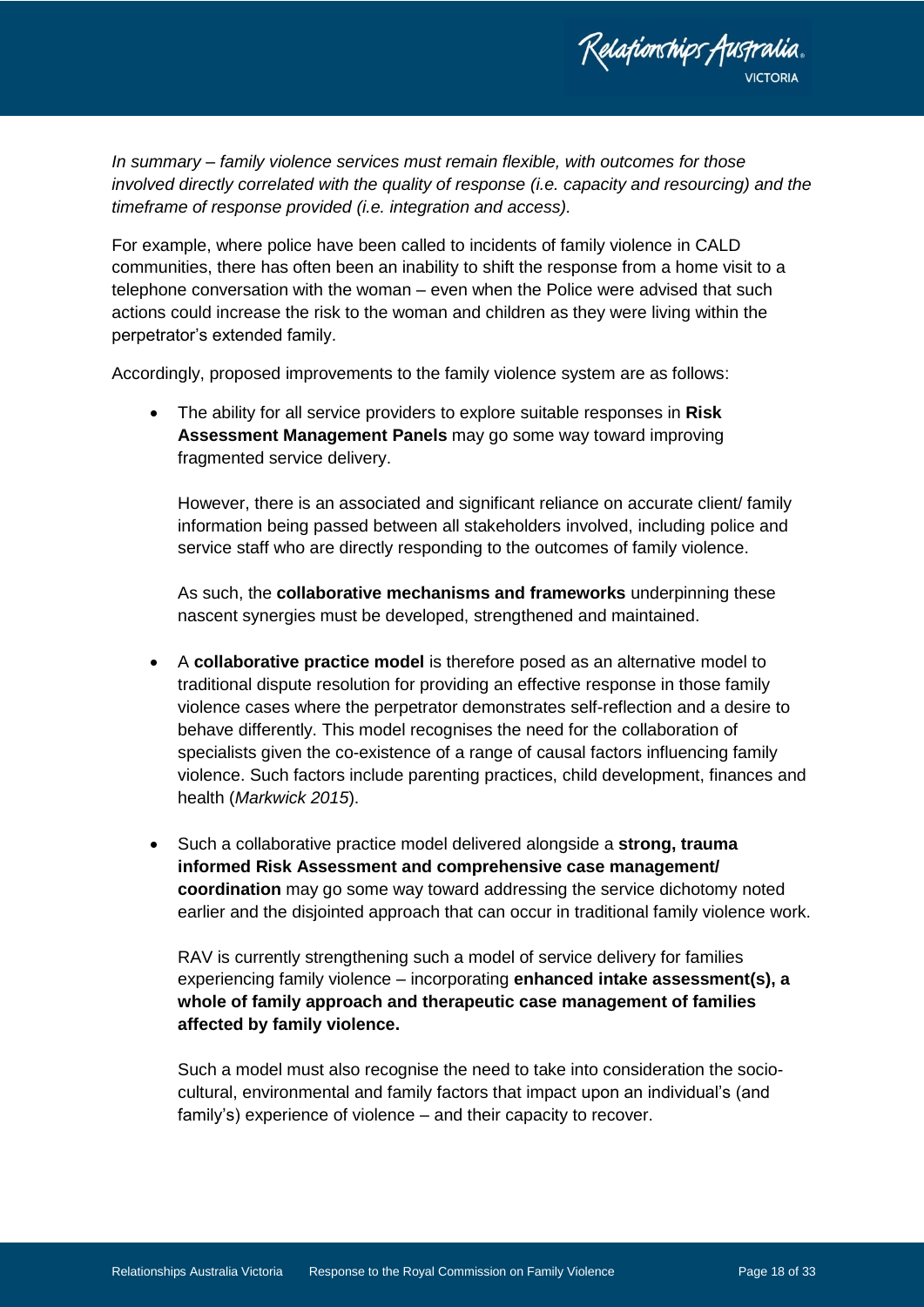*In summary – family violence services must remain flexible, with outcomes for those involved directly correlated with the quality of response (i.e. capacity and resourcing) and the timeframe of response provided (i.e. integration and access).*

For example, where police have been called to incidents of family violence in CALD communities, there has often been an inability to shift the response from a home visit to a telephone conversation with the woman – even when the Police were advised that such actions could increase the risk to the woman and children as they were living within the perpetrator's extended family.

Accordingly, proposed improvements to the family violence system are as follows:

- The ability for all service providers to explore suitable responses in **Risk Assessment Management Panels** may go some way toward improving fragmented service delivery.

  However, there is an associated and significant reliance on accurate client/ family information being passed between all stakeholders involved, including police and service staff who are directly responding to the outcomes of family violence.

  As such, the **collaborative mechanisms and frameworks** underpinning these nascent synergies must be developed, strengthened and maintained.

- A **collaborative practice model** is therefore posed as an alternative model to traditional dispute resolution for providing an effective response in those family violence cases where the perpetrator demonstrates self-reflection and a desire to behave differently. This model recognises the need for the collaboration of specialists given the co-existence of a range of causal factors influencing family violence. Such factors include parenting practices, child development, finances and health (*Markwick 2015*).

- Such a collaborative practice model delivered alongside a **strong, trauma informed Risk Assessment and comprehensive case management/ coordination** may go some way toward addressing the service dichotomy noted earlier and the disjointed approach that can occur in traditional family violence work.

  RAV is currently strengthening such a model of service delivery for families experiencing family violence – incorporating **enhanced intake assessment(s), a whole of family approach and therapeutic case management of families affected by family violence.**

  Such a model must also recognise the need to take into consideration the socio-cultural, environmental and family factors that impact upon an individual's (and family's) experience of violence – and their capacity to recover.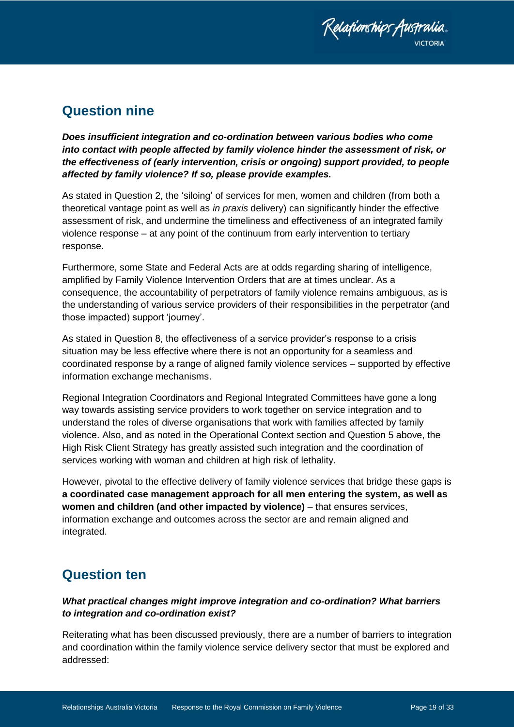## Question nine

***Does insufficient integration and co-ordination between various bodies who come into contact with people affected by family violence hinder the assessment of risk, or the effectiveness of (early intervention, crisis or ongoing) support provided, to people affected by family violence? If so, please provide examples.***

As stated in Question 2, the 'siloing' of services for men, women and children (from both a theoretical vantage point as well as *in praxis* delivery) can significantly hinder the effective assessment of risk, and undermine the timeliness and effectiveness of an integrated family violence response – at any point of the continuum from early intervention to tertiary response.

Furthermore, some State and Federal Acts are at odds regarding sharing of intelligence, amplified by Family Violence Intervention Orders that are at times unclear. As a consequence, the accountability of perpetrators of family violence remains ambiguous, as is the understanding of various service providers of their responsibilities in the perpetrator (and those impacted) support 'journey'.

As stated in Question 8, the effectiveness of a service provider's response to a crisis situation may be less effective where there is not an opportunity for a seamless and coordinated response by a range of aligned family violence services – supported by effective information exchange mechanisms.

Regional Integration Coordinators and Regional Integrated Committees have gone a long way towards assisting service providers to work together on service integration and to understand the roles of diverse organisations that work with families affected by family violence. Also, and as noted in the Operational Context section and Question 5 above, the High Risk Client Strategy has greatly assisted such integration and the coordination of services working with woman and children at high risk of lethality.

However, pivotal to the effective delivery of family violence services that bridge these gaps is **a coordinated case management approach for all men entering the system, as well as women and children (and other impacted by violence)** – that ensures services, information exchange and outcomes across the sector are and remain aligned and integrated.

## Question ten

***What practical changes might improve integration and co-ordination? What barriers to integration and co-ordination exist?***

Reiterating what has been discussed previously, there are a number of barriers to integration and coordination within the family violence service delivery sector that must be explored and addressed: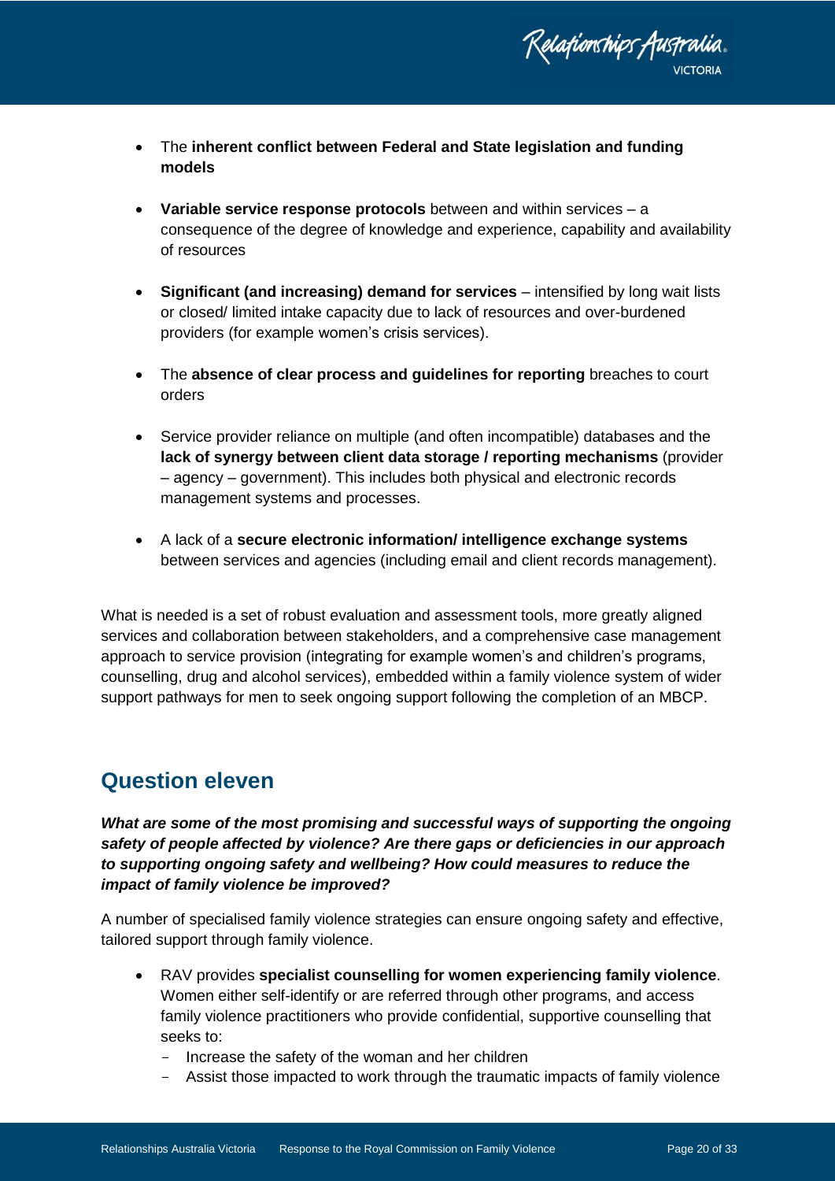- The **inherent conflict between Federal and State legislation and funding models**

- **Variable service response protocols** between and within services – a consequence of the degree of knowledge and experience, capability and availability of resources

- **Significant (and increasing) demand for services** – intensified by long wait lists or closed/ limited intake capacity due to lack of resources and over-burdened providers (for example women's crisis services).

- The **absence of clear process and guidelines for reporting** breaches to court orders

- Service provider reliance on multiple (and often incompatible) databases and the **lack of synergy between client data storage / reporting mechanisms** (provider – agency – government). This includes both physical and electronic records management systems and processes.

- A lack of a **secure electronic information/ intelligence exchange systems** between services and agencies (including email and client records management).

What is needed is a set of robust evaluation and assessment tools, more greatly aligned services and collaboration between stakeholders, and a comprehensive case management approach to service provision (integrating for example women's and children's programs, counselling, drug and alcohol services), embedded within a family violence system of wider support pathways for men to seek ongoing support following the completion of an MBCP.

## Question eleven

***What are some of the most promising and successful ways of supporting the ongoing safety of people affected by violence? Are there gaps or deficiencies in our approach to supporting ongoing safety and wellbeing? How could measures to reduce the impact of family violence be improved?***

A number of specialised family violence strategies can ensure ongoing safety and effective, tailored support through family violence.

- RAV provides **specialist counselling for women experiencing family violence**. Women either self-identify or are referred through other programs, and access family violence practitioners who provide confidential, supportive counselling that seeks to:
  - Increase the safety of the woman and her children
  - Assist those impacted to work through the traumatic impacts of family violence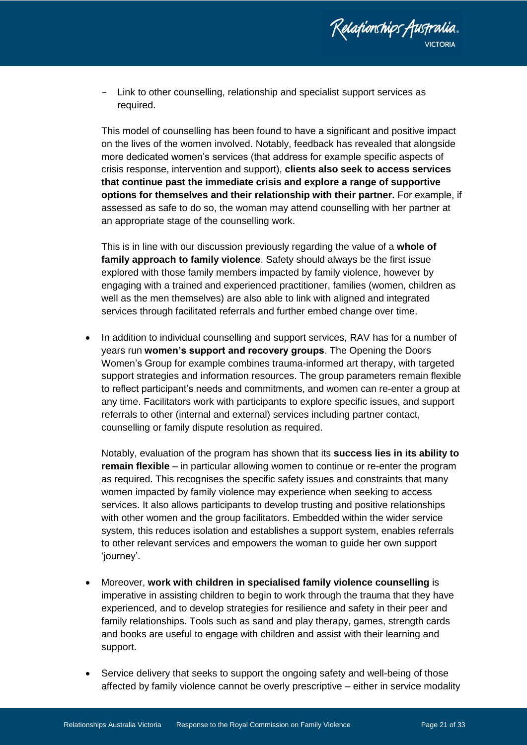- Link to other counselling, relationship and specialist support services as required.

  This model of counselling has been found to have a significant and positive impact on the lives of the women involved. Notably, feedback has revealed that alongside more dedicated women's services (that address for example specific aspects of crisis response, intervention and support), **clients also seek to access services that continue past the immediate crisis and explore a range of supportive options for themselves and their relationship with their partner.** For example, if assessed as safe to do so, the woman may attend counselling with her partner at an appropriate stage of the counselling work.

  This is in line with our discussion previously regarding the value of a **whole of family approach to family violence**. Safety should always be the first issue explored with those family members impacted by family violence, however by engaging with a trained and experienced practitioner, families (women, children as well as the men themselves) are also able to link with aligned and integrated services through facilitated referrals and further embed change over time.

- In addition to individual counselling and support services, RAV has for a number of years run **women's support and recovery groups**. The Opening the Doors Women's Group for example combines trauma-informed art therapy, with targeted support strategies and information resources. The group parameters remain flexible to reflect participant's needs and commitments, and women can re-enter a group at any time. Facilitators work with participants to explore specific issues, and support referrals to other (internal and external) services including partner contact, counselling or family dispute resolution as required.

  Notably, evaluation of the program has shown that its **success lies in its ability to remain flexible** – in particular allowing women to continue or re-enter the program as required. This recognises the specific safety issues and constraints that many women impacted by family violence may experience when seeking to access services. It also allows participants to develop trusting and positive relationships with other women and the group facilitators. Embedded within the wider service system, this reduces isolation and establishes a support system, enables referrals to other relevant services and empowers the woman to guide her own support 'journey'.

- Moreover, **work with children in specialised family violence counselling** is imperative in assisting children to begin to work through the trauma that they have experienced, and to develop strategies for resilience and safety in their peer and family relationships. Tools such as sand and play therapy, games, strength cards and books are useful to engage with children and assist with their learning and support.

- Service delivery that seeks to support the ongoing safety and well-being of those affected by family violence cannot be overly prescriptive – either in service modality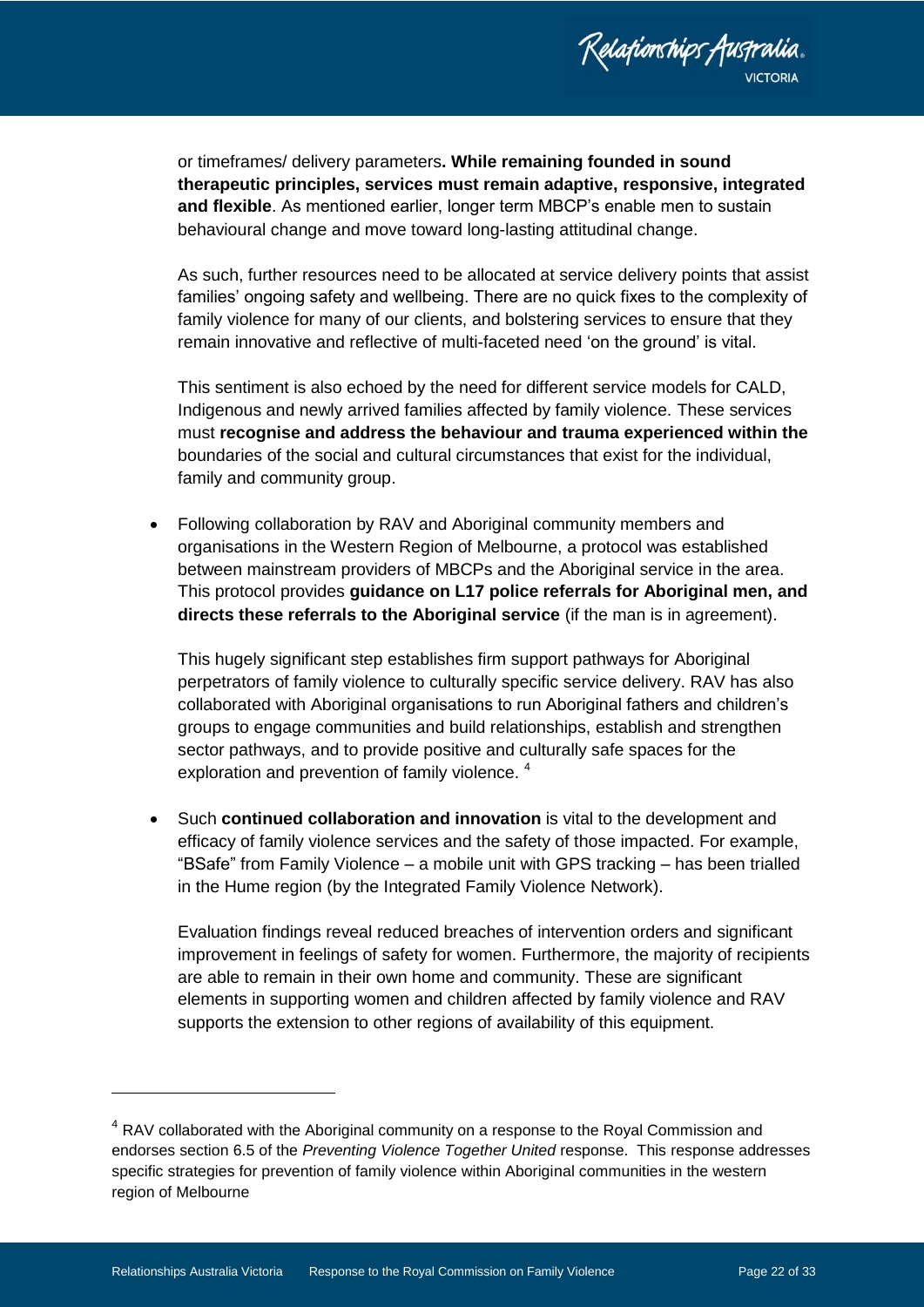or timeframes/ delivery parameters**. While remaining founded in sound therapeutic principles, services must remain adaptive, responsive, integrated and flexible**. As mentioned earlier, longer term MBCP's enable men to sustain behavioural change and move toward long-lasting attitudinal change.

As such, further resources need to be allocated at service delivery points that assist families' ongoing safety and wellbeing. There are no quick fixes to the complexity of family violence for many of our clients, and bolstering services to ensure that they remain innovative and reflective of multi-faceted need 'on the ground' is vital.

This sentiment is also echoed by the need for different service models for CALD, Indigenous and newly arrived families affected by family violence. These services must **recognise and address the behaviour and trauma experienced within the** boundaries of the social and cultural circumstances that exist for the individual, family and community group.

- Following collaboration by RAV and Aboriginal community members and organisations in the Western Region of Melbourne, a protocol was established between mainstream providers of MBCPs and the Aboriginal service in the area. This protocol provides **guidance on L17 police referrals for Aboriginal men, and directs these referrals to the Aboriginal service** (if the man is in agreement).

  This hugely significant step establishes firm support pathways for Aboriginal perpetrators of family violence to culturally specific service delivery. RAV has also collaborated with Aboriginal organisations to run Aboriginal fathers and children's groups to engage communities and build relationships, establish and strengthen sector pathways, and to provide positive and culturally safe spaces for the exploration and prevention of family violence. [4]

- Such **continued collaboration and innovation** is vital to the development and efficacy of family violence services and the safety of those impacted. For example, "BSafe" from Family Violence – a mobile unit with GPS tracking – has been trialled in the Hume region (by the Integrated Family Violence Network).

  Evaluation findings reveal reduced breaches of intervention orders and significant improvement in feelings of safety for women. Furthermore, the majority of recipients are able to remain in their own home and community. These are significant elements in supporting women and children affected by family violence and RAV supports the extension to other regions of availability of this equipment.

---

[4] RAV collaborated with the Aboriginal community on a response to the Royal Commission and endorses section 6.5 of the *Preventing Violence Together United* response. This response addresses specific strategies for prevention of family violence within Aboriginal communities in the western region of Melbourne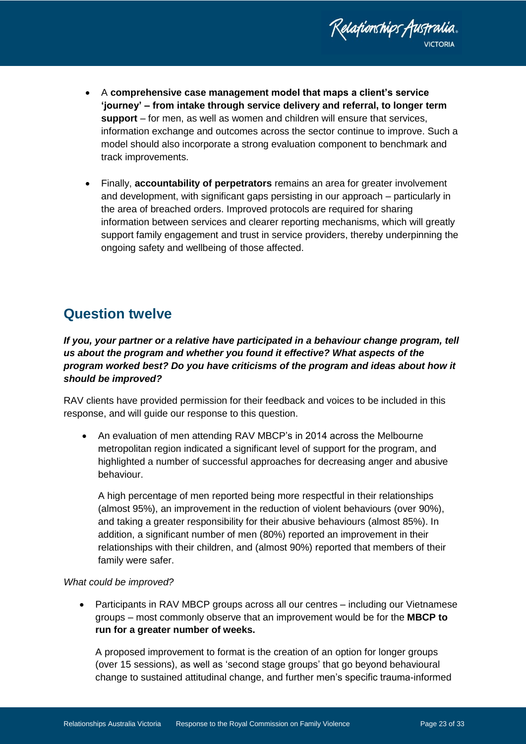- A **comprehensive case management model that maps a client's service 'journey' – from intake through service delivery and referral, to longer term support** – for men, as well as women and children will ensure that services, information exchange and outcomes across the sector continue to improve. Such a model should also incorporate a strong evaluation component to benchmark and track improvements.

- Finally, **accountability of perpetrators** remains an area for greater involvement and development, with significant gaps persisting in our approach – particularly in the area of breached orders. Improved protocols are required for sharing information between services and clearer reporting mechanisms, which will greatly support family engagement and trust in service providers, thereby underpinning the ongoing safety and wellbeing of those affected.

## Question twelve

***If you, your partner or a relative have participated in a behaviour change program, tell us about the program and whether you found it effective? What aspects of the program worked best? Do you have criticisms of the program and ideas about how it should be improved?***

RAV clients have provided permission for their feedback and voices to be included in this response, and will guide our response to this question.

- An evaluation of men attending RAV MBCP's in 2014 across the Melbourne metropolitan region indicated a significant level of support for the program, and highlighted a number of successful approaches for decreasing anger and abusive behaviour.

  A high percentage of men reported being more respectful in their relationships (almost 95%), an improvement in the reduction of violent behaviours (over 90%), and taking a greater responsibility for their abusive behaviours (almost 85%). In addition, a significant number of men (80%) reported an improvement in their relationships with their children, and (almost 90%) reported that members of their family were safer.

*What could be improved?*

- Participants in RAV MBCP groups across all our centres – including our Vietnamese groups – most commonly observe that an improvement would be for the **MBCP to run for a greater number of weeks.**

  A proposed improvement to format is the creation of an option for longer groups (over 15 sessions), as well as 'second stage groups' that go beyond behavioural change to sustained attitudinal change, and further men's specific trauma-informed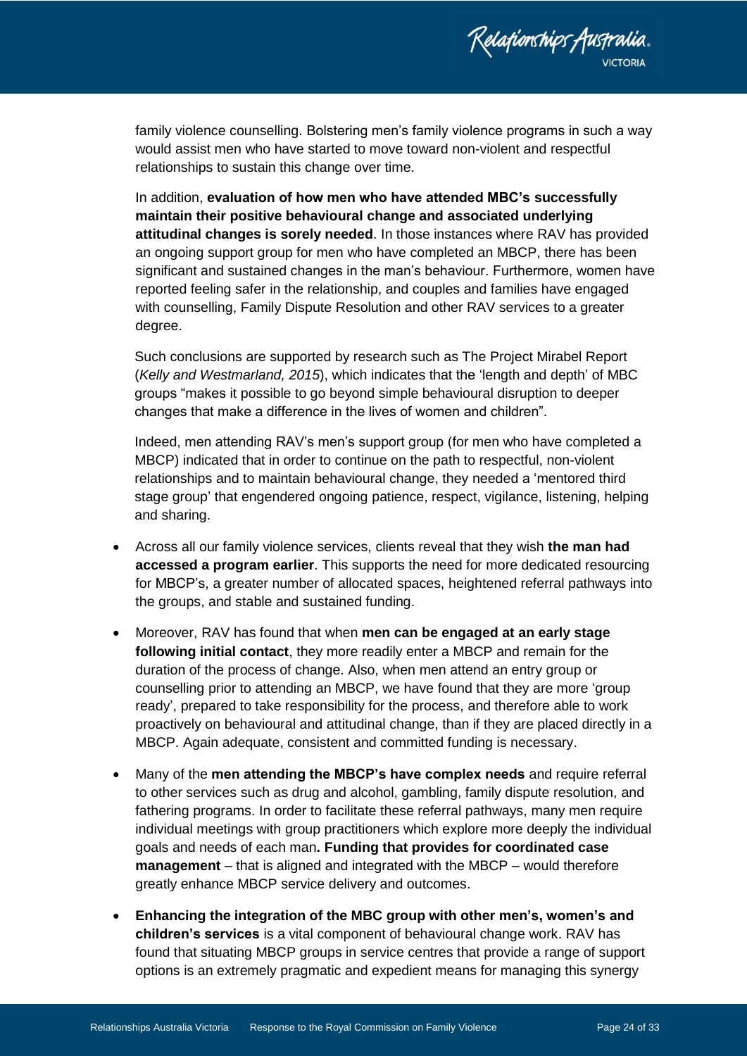family violence counselling. Bolstering men's family violence programs in such a way would assist men who have started to move toward non-violent and respectful relationships to sustain this change over time.

In addition, **evaluation of how men who have attended MBC's successfully maintain their positive behavioural change and associated underlying attitudinal changes is sorely needed**. In those instances where RAV has provided an ongoing support group for men who have completed an MBCP, there has been significant and sustained changes in the man's behaviour. Furthermore, women have reported feeling safer in the relationship, and couples and families have engaged with counselling, Family Dispute Resolution and other RAV services to a greater degree.

Such conclusions are supported by research such as The Project Mirabel Report (*Kelly and Westmarland, 2015*), which indicates that the 'length and depth' of MBC groups "makes it possible to go beyond simple behavioural disruption to deeper changes that make a difference in the lives of women and children".

Indeed, men attending RAV's men's support group (for men who have completed a MBCP) indicated that in order to continue on the path to respectful, non-violent relationships and to maintain behavioural change, they needed a 'mentored third stage group' that engendered ongoing patience, respect, vigilance, listening, helping and sharing.

- Across all our family violence services, clients reveal that they wish **the man had accessed a program earlier**. This supports the need for more dedicated resourcing for MBCP's, a greater number of allocated spaces, heightened referral pathways into the groups, and stable and sustained funding.
- Moreover, RAV has found that when **men can be engaged at an early stage following initial contact**, they more readily enter a MBCP and remain for the duration of the process of change. Also, when men attend an entry group or counselling prior to attending an MBCP, we have found that they are more 'group ready', prepared to take responsibility for the process, and therefore able to work proactively on behavioural and attitudinal change, than if they are placed directly in a MBCP. Again adequate, consistent and committed funding is necessary.
- Many of the **men attending the MBCP's have complex needs** and require referral to other services such as drug and alcohol, gambling, family dispute resolution, and fathering programs. In order to facilitate these referral pathways, many men require individual meetings with group practitioners which explore more deeply the individual goals and needs of each man**. Funding that provides for coordinated case management** – that is aligned and integrated with the MBCP – would therefore greatly enhance MBCP service delivery and outcomes.
- **Enhancing the integration of the MBC group with other men's, women's and children's services** is a vital component of behavioural change work. RAV has found that situating MBCP groups in service centres that provide a range of support options is an extremely pragmatic and expedient means for managing this synergy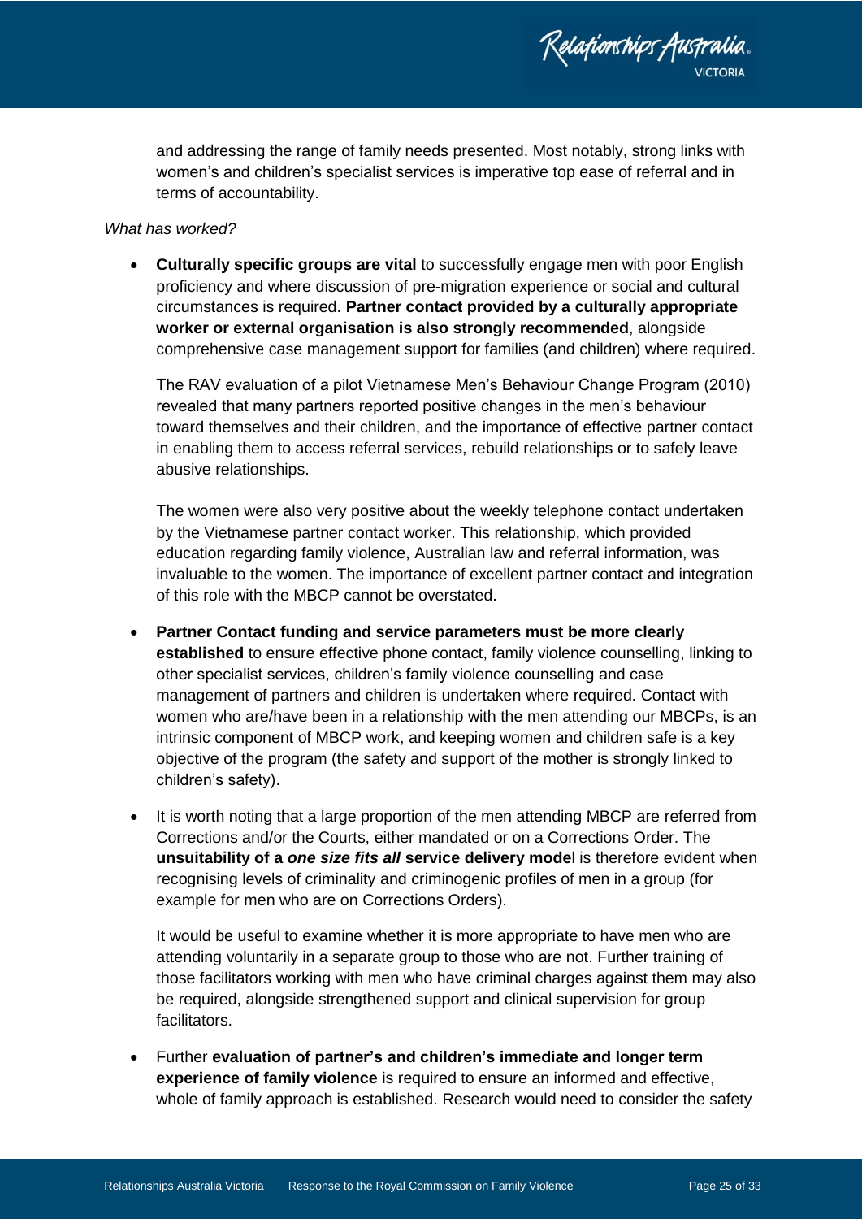and addressing the range of family needs presented. Most notably, strong links with women's and children's specialist services is imperative top ease of referral and in terms of accountability.

*What has worked?*

- **Culturally specific groups are vital** to successfully engage men with poor English proficiency and where discussion of pre-migration experience or social and cultural circumstances is required. **Partner contact provided by a culturally appropriate worker or external organisation is also strongly recommended**, alongside comprehensive case management support for families (and children) where required.

  The RAV evaluation of a pilot Vietnamese Men's Behaviour Change Program (2010) revealed that many partners reported positive changes in the men's behaviour toward themselves and their children, and the importance of effective partner contact in enabling them to access referral services, rebuild relationships or to safely leave abusive relationships.

  The women were also very positive about the weekly telephone contact undertaken by the Vietnamese partner contact worker. This relationship, which provided education regarding family violence, Australian law and referral information, was invaluable to the women. The importance of excellent partner contact and integration of this role with the MBCP cannot be overstated.

- **Partner Contact funding and service parameters must be more clearly established** to ensure effective phone contact, family violence counselling, linking to other specialist services, children's family violence counselling and case management of partners and children is undertaken where required. Contact with women who are/have been in a relationship with the men attending our MBCPs, is an intrinsic component of MBCP work, and keeping women and children safe is a key objective of the program (the safety and support of the mother is strongly linked to children's safety).

- It is worth noting that a large proportion of the men attending MBCP are referred from Corrections and/or the Courts, either mandated or on a Corrections Order. The **unsuitability of a *one size fits all* service delivery model** is therefore evident when recognising levels of criminality and criminogenic profiles of men in a group (for example for men who are on Corrections Orders).

  It would be useful to examine whether it is more appropriate to have men who are attending voluntarily in a separate group to those who are not. Further training of those facilitators working with men who have criminal charges against them may also be required, alongside strengthened support and clinical supervision for group facilitators.

- Further **evaluation of partner's and children's immediate and longer term experience of family violence** is required to ensure an informed and effective, whole of family approach is established. Research would need to consider the safety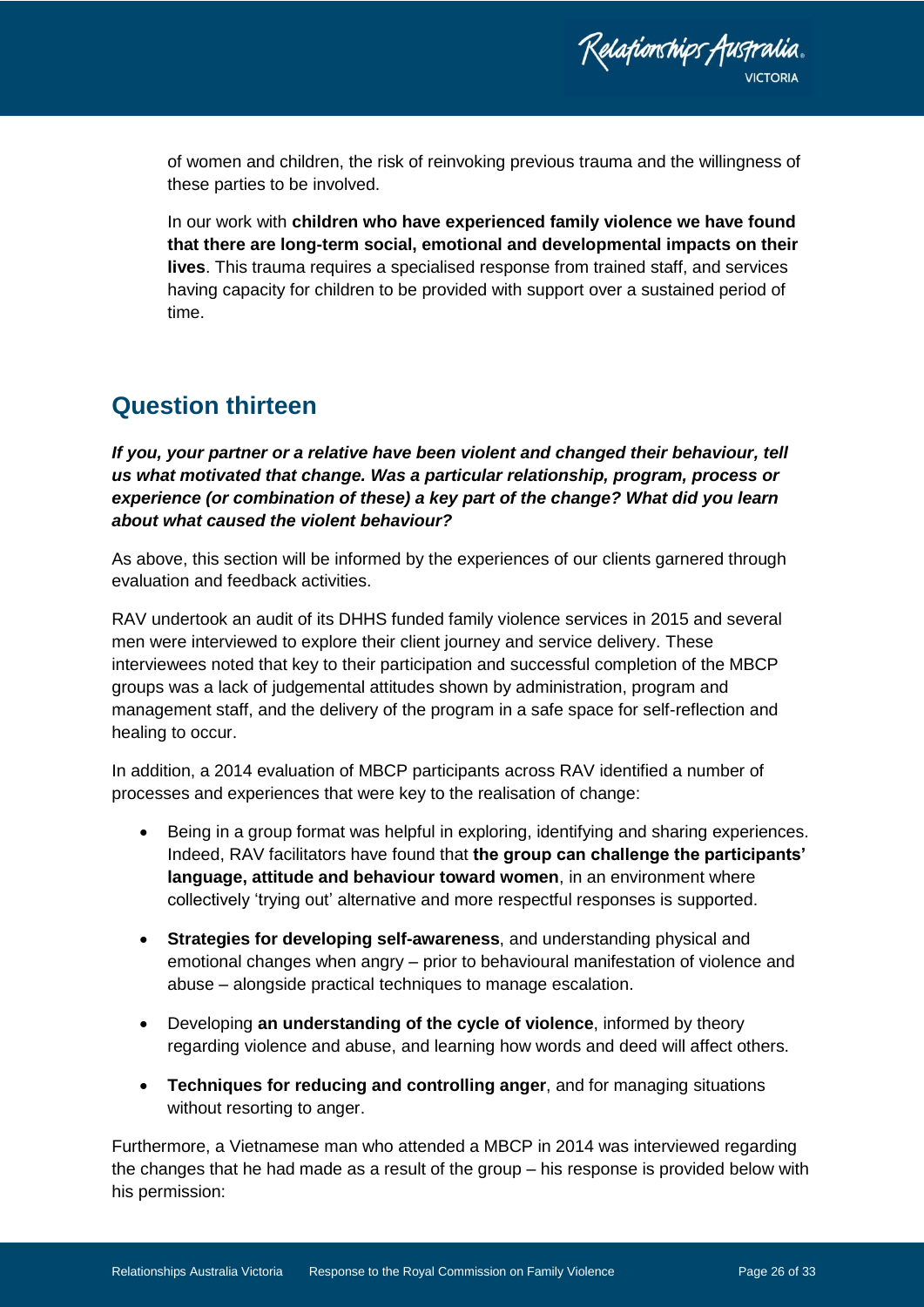of women and children, the risk of reinvoking previous trauma and the willingness of these parties to be involved.

In our work with **children who have experienced family violence we have found that there are long-term social, emotional and developmental impacts on their lives**. This trauma requires a specialised response from trained staff, and services having capacity for children to be provided with support over a sustained period of time.

## Question thirteen

***If you, your partner or a relative have been violent and changed their behaviour, tell us what motivated that change. Was a particular relationship, program, process or experience (or combination of these) a key part of the change? What did you learn about what caused the violent behaviour?***

As above, this section will be informed by the experiences of our clients garnered through evaluation and feedback activities.

RAV undertook an audit of its DHHS funded family violence services in 2015 and several men were interviewed to explore their client journey and service delivery. These interviewees noted that key to their participation and successful completion of the MBCP groups was a lack of judgemental attitudes shown by administration, program and management staff, and the delivery of the program in a safe space for self-reflection and healing to occur.

In addition, a 2014 evaluation of MBCP participants across RAV identified a number of processes and experiences that were key to the realisation of change:

- Being in a group format was helpful in exploring, identifying and sharing experiences. Indeed, RAV facilitators have found that **the group can challenge the participants' language, attitude and behaviour toward women**, in an environment where collectively 'trying out' alternative and more respectful responses is supported.
- **Strategies for developing self-awareness**, and understanding physical and emotional changes when angry – prior to behavioural manifestation of violence and abuse – alongside practical techniques to manage escalation.
- Developing **an understanding of the cycle of violence**, informed by theory regarding violence and abuse, and learning how words and deed will affect others.
- **Techniques for reducing and controlling anger**, and for managing situations without resorting to anger.

Furthermore, a Vietnamese man who attended a MBCP in 2014 was interviewed regarding the changes that he had made as a result of the group – his response is provided below with his permission: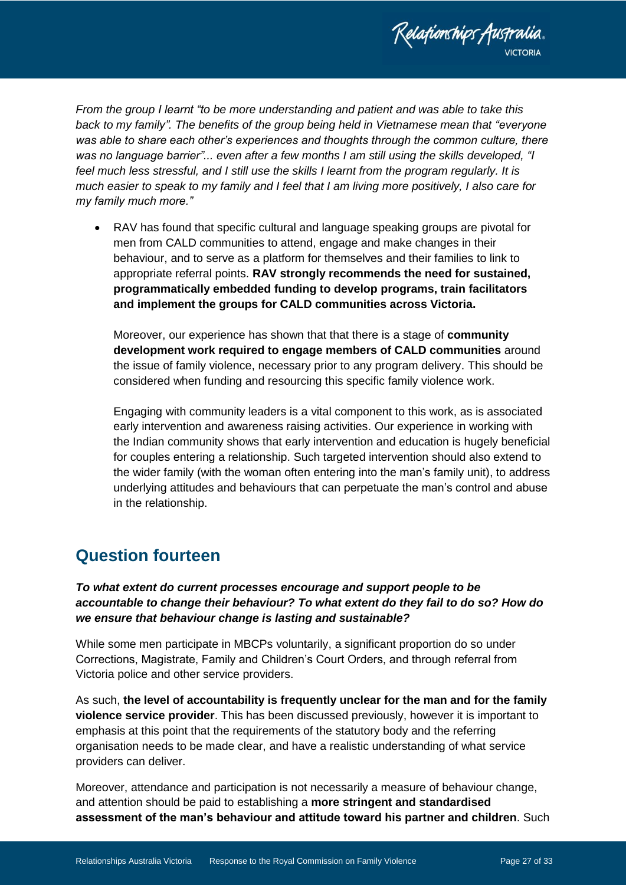*From the group I learnt "to be more understanding and patient and was able to take this back to my family". The benefits of the group being held in Vietnamese mean that "everyone was able to share each other's experiences and thoughts through the common culture, there was no language barrier"... even after a few months I am still using the skills developed, "I feel much less stressful, and I still use the skills I learnt from the program regularly. It is much easier to speak to my family and I feel that I am living more positively, I also care for my family much more."*

- RAV has found that specific cultural and language speaking groups are pivotal for men from CALD communities to attend, engage and make changes in their behaviour, and to serve as a platform for themselves and their families to link to appropriate referral points. **RAV strongly recommends the need for sustained, programmatically embedded funding to develop programs, train facilitators and implement the groups for CALD communities across Victoria.**

  Moreover, our experience has shown that that there is a stage of **community development work required to engage members of CALD communities** around the issue of family violence, necessary prior to any program delivery. This should be considered when funding and resourcing this specific family violence work.

  Engaging with community leaders is a vital component to this work, as is associated early intervention and awareness raising activities. Our experience in working with the Indian community shows that early intervention and education is hugely beneficial for couples entering a relationship. Such targeted intervention should also extend to the wider family (with the woman often entering into the man's family unit), to address underlying attitudes and behaviours that can perpetuate the man's control and abuse in the relationship.

## Question fourteen

***To what extent do current processes encourage and support people to be accountable to change their behaviour? To what extent do they fail to do so? How do we ensure that behaviour change is lasting and sustainable?***

While some men participate in MBCPs voluntarily, a significant proportion do so under Corrections, Magistrate, Family and Children's Court Orders, and through referral from Victoria police and other service providers.

As such, **the level of accountability is frequently unclear for the man and for the family violence service provider**. This has been discussed previously, however it is important to emphasis at this point that the requirements of the statutory body and the referring organisation needs to be made clear, and have a realistic understanding of what service providers can deliver.

Moreover, attendance and participation is not necessarily a measure of behaviour change, and attention should be paid to establishing a **more stringent and standardised assessment of the man's behaviour and attitude toward his partner and children**. Such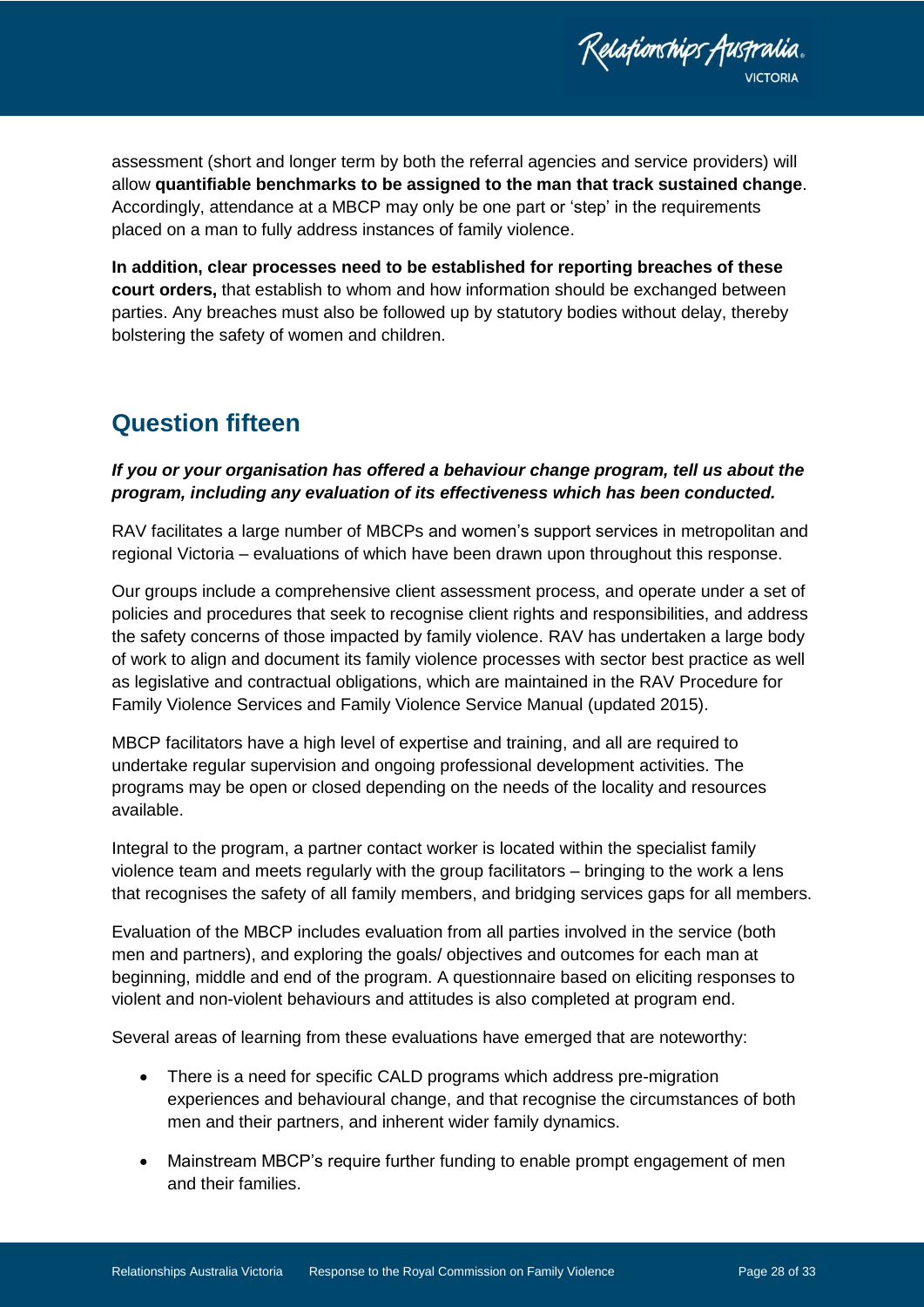assessment (short and longer term by both the referral agencies and service providers) will allow **quantifiable benchmarks to be assigned to the man that track sustained change**. Accordingly, attendance at a MBCP may only be one part or 'step' in the requirements placed on a man to fully address instances of family violence.

**In addition, clear processes need to be established for reporting breaches of these court orders,** that establish to whom and how information should be exchanged between parties. Any breaches must also be followed up by statutory bodies without delay, thereby bolstering the safety of women and children.

## Question fifteen

***If you or your organisation has offered a behaviour change program, tell us about the program, including any evaluation of its effectiveness which has been conducted.***

RAV facilitates a large number of MBCPs and women's support services in metropolitan and regional Victoria – evaluations of which have been drawn upon throughout this response.

Our groups include a comprehensive client assessment process, and operate under a set of policies and procedures that seek to recognise client rights and responsibilities, and address the safety concerns of those impacted by family violence. RAV has undertaken a large body of work to align and document its family violence processes with sector best practice as well as legislative and contractual obligations, which are maintained in the RAV Procedure for Family Violence Services and Family Violence Service Manual (updated 2015).

MBCP facilitators have a high level of expertise and training, and all are required to undertake regular supervision and ongoing professional development activities. The programs may be open or closed depending on the needs of the locality and resources available.

Integral to the program, a partner contact worker is located within the specialist family violence team and meets regularly with the group facilitators – bringing to the work a lens that recognises the safety of all family members, and bridging services gaps for all members.

Evaluation of the MBCP includes evaluation from all parties involved in the service (both men and partners), and exploring the goals/ objectives and outcomes for each man at beginning, middle and end of the program. A questionnaire based on eliciting responses to violent and non-violent behaviours and attitudes is also completed at program end.

Several areas of learning from these evaluations have emerged that are noteworthy:

- There is a need for specific CALD programs which address pre-migration experiences and behavioural change, and that recognise the circumstances of both men and their partners, and inherent wider family dynamics.
- Mainstream MBCP's require further funding to enable prompt engagement of men and their families.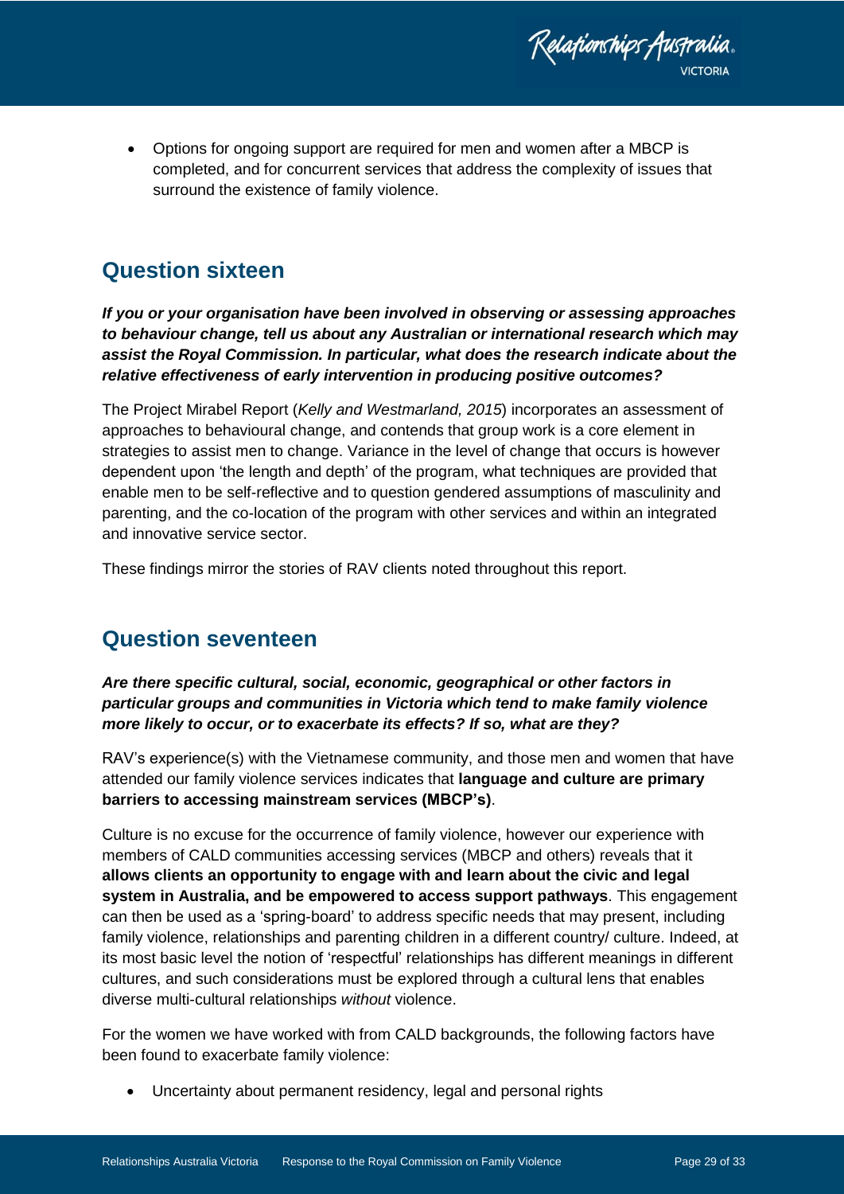- Options for ongoing support are required for men and women after a MBCP is completed, and for concurrent services that address the complexity of issues that surround the existence of family violence.

## Question sixteen

***If you or your organisation have been involved in observing or assessing approaches to behaviour change, tell us about any Australian or international research which may assist the Royal Commission. In particular, what does the research indicate about the relative effectiveness of early intervention in producing positive outcomes?***

The Project Mirabel Report (*Kelly and Westmarland, 2015*) incorporates an assessment of approaches to behavioural change, and contends that group work is a core element in strategies to assist men to change. Variance in the level of change that occurs is however dependent upon 'the length and depth' of the program, what techniques are provided that enable men to be self-reflective and to question gendered assumptions of masculinity and parenting, and the co-location of the program with other services and within an integrated and innovative service sector.

These findings mirror the stories of RAV clients noted throughout this report.

## Question seventeen

***Are there specific cultural, social, economic, geographical or other factors in particular groups and communities in Victoria which tend to make family violence more likely to occur, or to exacerbate its effects? If so, what are they?***

RAV's experience(s) with the Vietnamese community, and those men and women that have attended our family violence services indicates that **language and culture are primary barriers to accessing mainstream services (MBCP's)**.

Culture is no excuse for the occurrence of family violence, however our experience with members of CALD communities accessing services (MBCP and others) reveals that it **allows clients an opportunity to engage with and learn about the civic and legal system in Australia, and be empowered to access support pathways**. This engagement can then be used as a 'spring-board' to address specific needs that may present, including family violence, relationships and parenting children in a different country/ culture. Indeed, at its most basic level the notion of 'respectful' relationships has different meanings in different cultures, and such considerations must be explored through a cultural lens that enables diverse multi-cultural relationships *without* violence.

For the women we have worked with from CALD backgrounds, the following factors have been found to exacerbate family violence:

- Uncertainty about permanent residency, legal and personal rights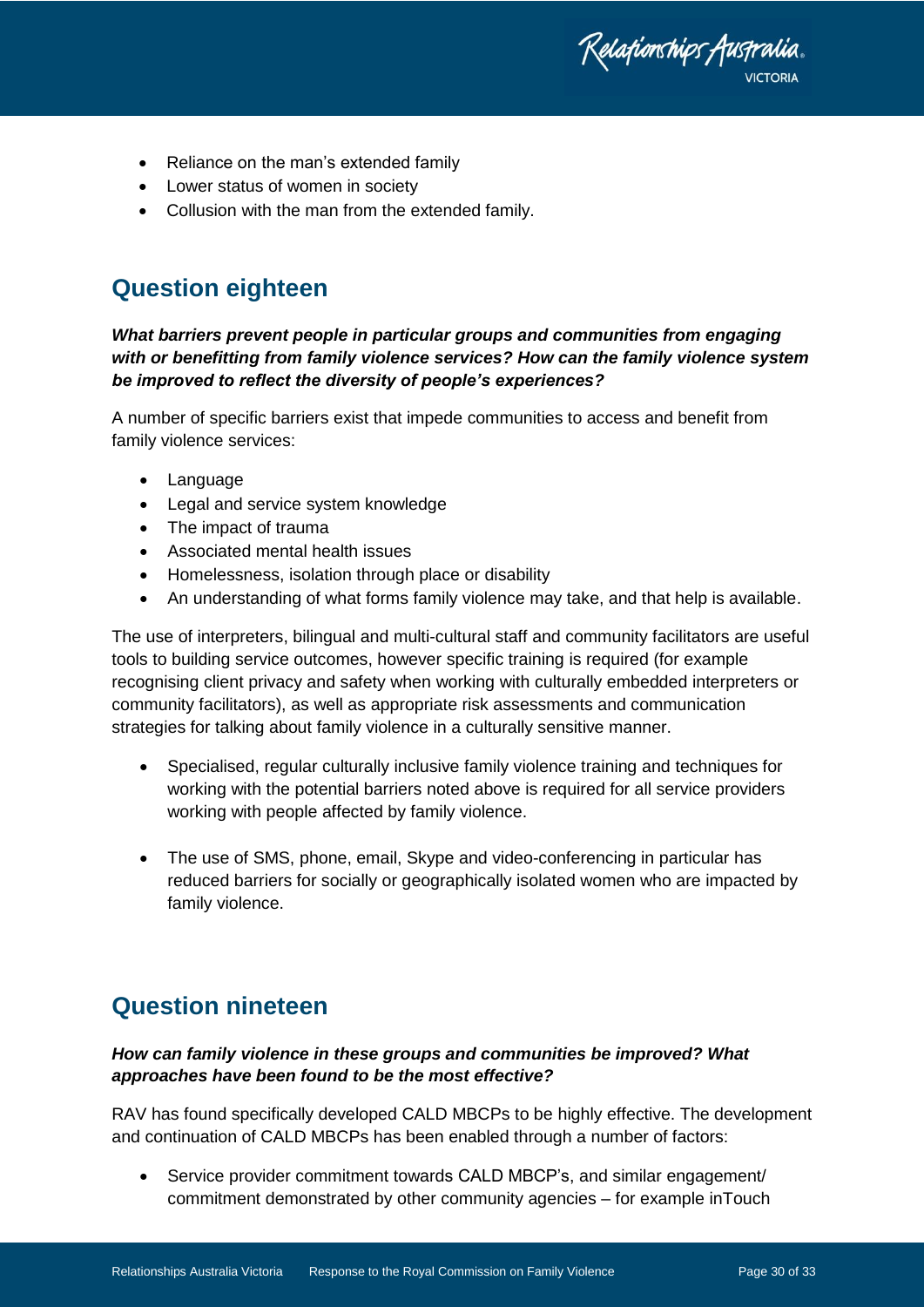- Reliance on the man's extended family
- Lower status of women in society
- Collusion with the man from the extended family.

## Question eighteen

***What barriers prevent people in particular groups and communities from engaging with or benefitting from family violence services? How can the family violence system be improved to reflect the diversity of people's experiences?***

A number of specific barriers exist that impede communities to access and benefit from family violence services:

- Language
- Legal and service system knowledge
- The impact of trauma
- Associated mental health issues
- Homelessness, isolation through place or disability
- An understanding of what forms family violence may take, and that help is available.

The use of interpreters, bilingual and multi-cultural staff and community facilitators are useful tools to building service outcomes, however specific training is required (for example recognising client privacy and safety when working with culturally embedded interpreters or community facilitators), as well as appropriate risk assessments and communication strategies for talking about family violence in a culturally sensitive manner.

- Specialised, regular culturally inclusive family violence training and techniques for working with the potential barriers noted above is required for all service providers working with people affected by family violence.

- The use of SMS, phone, email, Skype and video-conferencing in particular has reduced barriers for socially or geographically isolated women who are impacted by family violence.

## Question nineteen

***How can family violence in these groups and communities be improved? What approaches have been found to be the most effective?***

RAV has found specifically developed CALD MBCPs to be highly effective. The development and continuation of CALD MBCPs has been enabled through a number of factors:

- Service provider commitment towards CALD MBCP's, and similar engagement/ commitment demonstrated by other community agencies – for example inTouch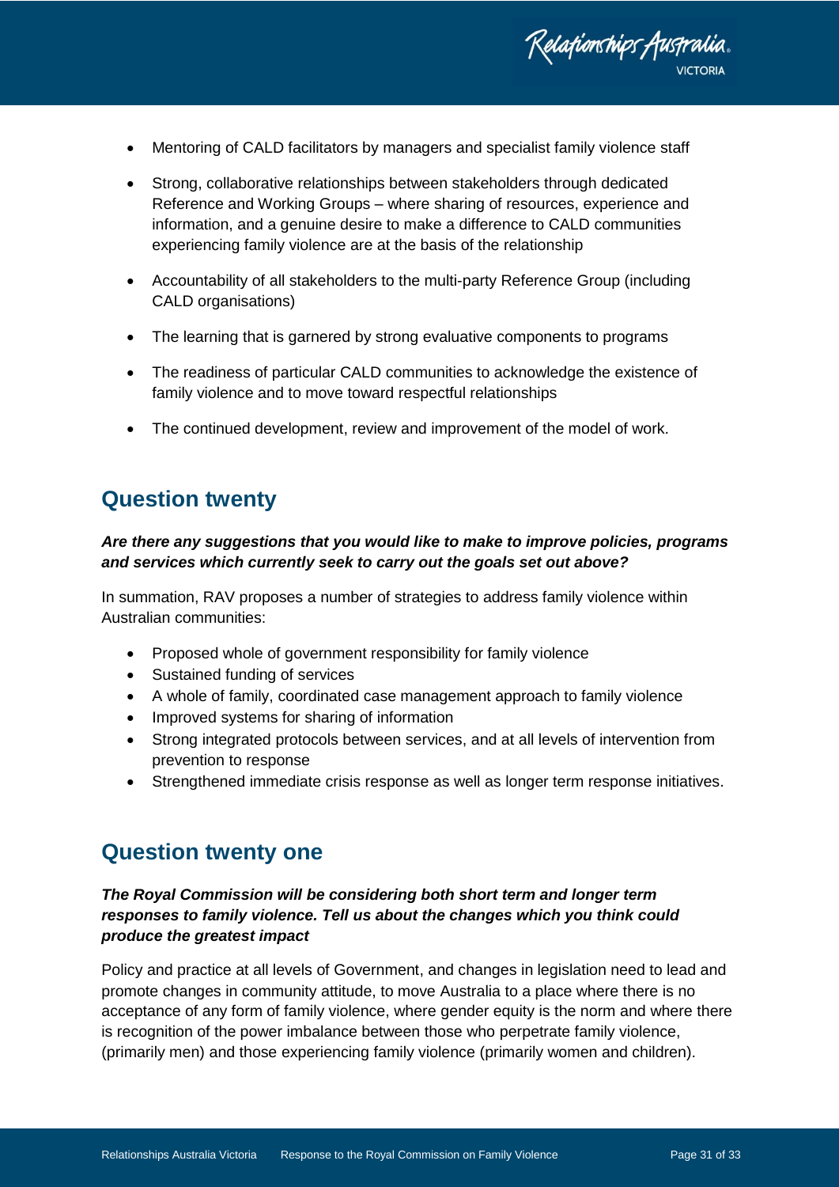- Mentoring of CALD facilitators by managers and specialist family violence staff
- Strong, collaborative relationships between stakeholders through dedicated Reference and Working Groups – where sharing of resources, experience and information, and a genuine desire to make a difference to CALD communities experiencing family violence are at the basis of the relationship
- Accountability of all stakeholders to the multi-party Reference Group (including CALD organisations)
- The learning that is garnered by strong evaluative components to programs
- The readiness of particular CALD communities to acknowledge the existence of family violence and to move toward respectful relationships
- The continued development, review and improvement of the model of work.

## Question twenty

***Are there any suggestions that you would like to make to improve policies, programs and services which currently seek to carry out the goals set out above?***

In summation, RAV proposes a number of strategies to address family violence within Australian communities:

- Proposed whole of government responsibility for family violence
- Sustained funding of services
- A whole of family, coordinated case management approach to family violence
- Improved systems for sharing of information
- Strong integrated protocols between services, and at all levels of intervention from prevention to response
- Strengthened immediate crisis response as well as longer term response initiatives.

## Question twenty one

***The Royal Commission will be considering both short term and longer term responses to family violence. Tell us about the changes which you think could produce the greatest impact***

Policy and practice at all levels of Government, and changes in legislation need to lead and promote changes in community attitude, to move Australia to a place where there is no acceptance of any form of family violence, where gender equity is the norm and where there is recognition of the power imbalance between those who perpetrate family violence, (primarily men) and those experiencing family violence (primarily women and children).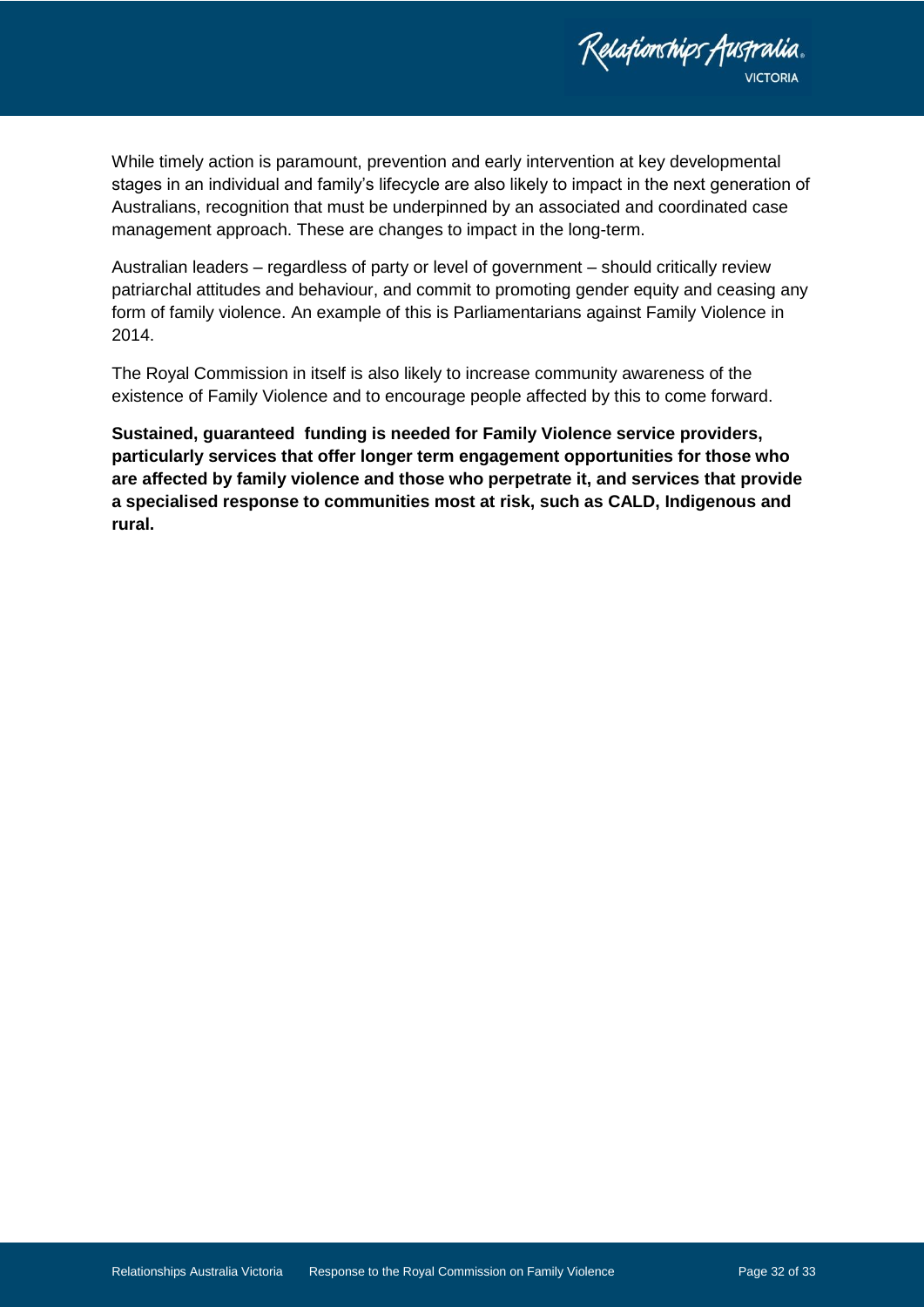While timely action is paramount, prevention and early intervention at key developmental stages in an individual and family's lifecycle are also likely to impact in the next generation of Australians, recognition that must be underpinned by an associated and coordinated case management approach. These are changes to impact in the long-term.

Australian leaders – regardless of party or level of government – should critically review patriarchal attitudes and behaviour, and commit to promoting gender equity and ceasing any form of family violence. An example of this is Parliamentarians against Family Violence in 2014.

The Royal Commission in itself is also likely to increase community awareness of the existence of Family Violence and to encourage people affected by this to come forward.

**Sustained, guaranteed funding is needed for Family Violence service providers, particularly services that offer longer term engagement opportunities for those who are affected by family violence and those who perpetrate it, and services that provide a specialised response to communities most at risk, such as CALD, Indigenous and rural.**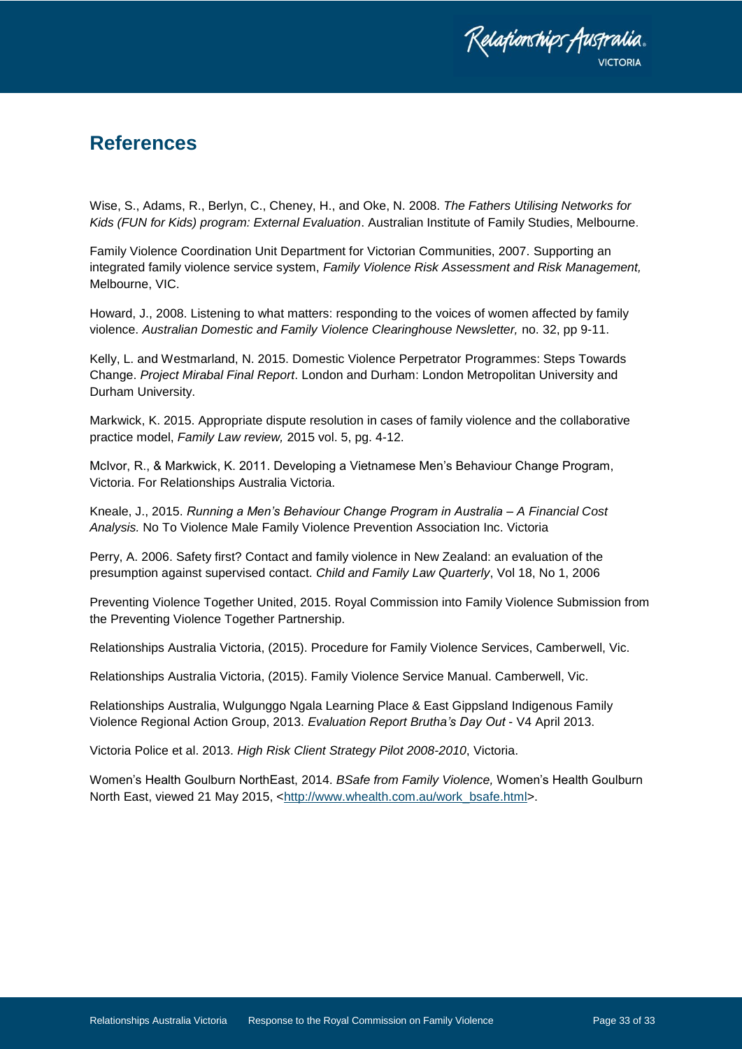# References

Wise, S., Adams, R., Berlyn, C., Cheney, H., and Oke, N. 2008. *The Fathers Utilising Networks for Kids (FUN for Kids) program: External Evaluation*. Australian Institute of Family Studies, Melbourne.

Family Violence Coordination Unit Department for Victorian Communities, 2007. Supporting an integrated family violence service system, *Family Violence Risk Assessment and Risk Management,* Melbourne, VIC.

Howard, J., 2008. Listening to what matters: responding to the voices of women affected by family violence. *Australian Domestic and Family Violence Clearinghouse Newsletter,* no. 32, pp 9-11.

Kelly, L. and Westmarland, N. 2015. Domestic Violence Perpetrator Programmes: Steps Towards Change. *Project Mirabal Final Report*. London and Durham: London Metropolitan University and Durham University.

Markwick, K. 2015. Appropriate dispute resolution in cases of family violence and the collaborative practice model, *Family Law review,* 2015 vol. 5, pg. 4-12.

McIvor, R., & Markwick, K. 2011. Developing a Vietnamese Men's Behaviour Change Program, Victoria. For Relationships Australia Victoria.

Kneale, J., 2015. *Running a Men's Behaviour Change Program in Australia – A Financial Cost Analysis.* No To Violence Male Family Violence Prevention Association Inc. Victoria

Perry, A. 2006. Safety first? Contact and family violence in New Zealand: an evaluation of the presumption against supervised contact. *Child and Family Law Quarterly*, Vol 18, No 1, 2006

Preventing Violence Together United, 2015. Royal Commission into Family Violence Submission from the Preventing Violence Together Partnership.

Relationships Australia Victoria, (2015). Procedure for Family Violence Services, Camberwell, Vic.

Relationships Australia Victoria, (2015). Family Violence Service Manual. Camberwell, Vic.

Relationships Australia, Wulgunggo Ngala Learning Place & East Gippsland Indigenous Family Violence Regional Action Group, 2013. *Evaluation Report Brutha's Day Out* - V4 April 2013.

Victoria Police et al. 2013. *High Risk Client Strategy Pilot 2008-2010*, Victoria.

Women's Health Goulburn NorthEast, 2014. *BSafe from Family Violence,* Women's Health Goulburn North East, viewed 21 May 2015, <http://www.whealth.com.au/work_bsafe.html>.